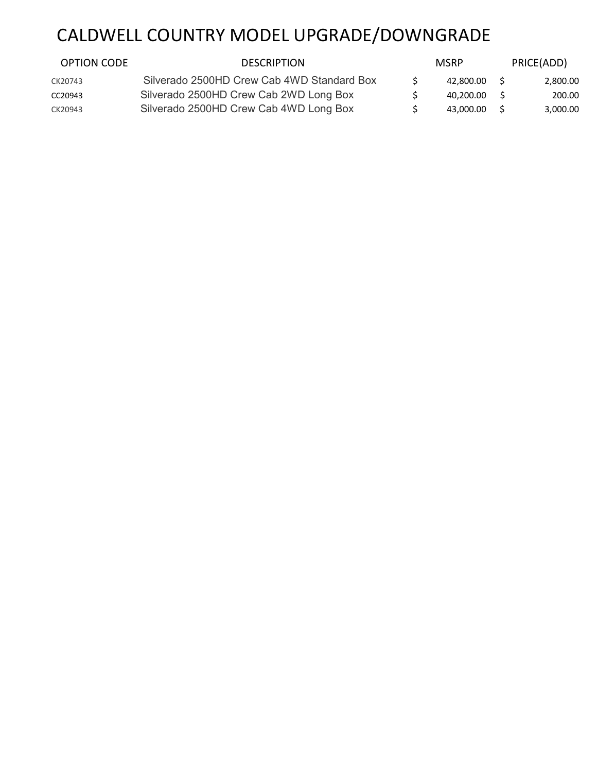# CALDWELL COUNTRY MODEL UPGRADE/DOWNGRADE

| OPTION CODE | DESCRIPTION | MSRP | PRICE(ADD) |
| --- | --- | --- | --- |
| CK20743 | Silverado 2500HD Crew Cab 4WD Standard Box | $ 42,800.00 | $ 2,800.00 |
| CC20943 | Silverado 2500HD Crew Cab 2WD Long Box | $ 40,200.00 | $ 200.00 |
| CK20943 | Silverado 2500HD Crew Cab 4WD Long Box | $ 43,000.00 | $ 3,000.00 |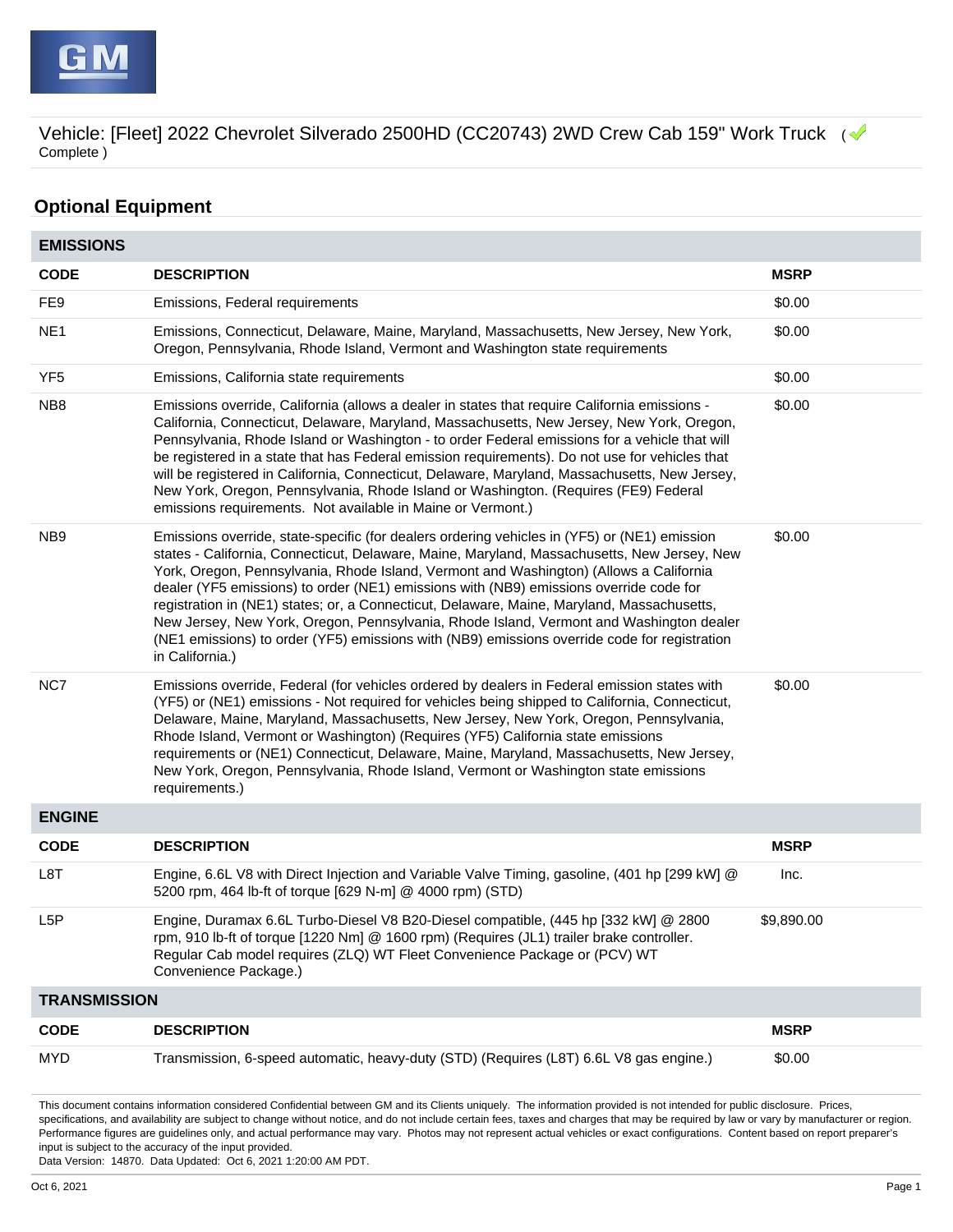Vehicle: [Fleet] 2022 Chevrolet Silverado 2500HD (CC20743) 2WD Crew Cab 159" Work Truck ( Complete )

## Optional Equipment

### EMISSIONS

| CODE | DESCRIPTION | MSRP |
|---|---|---|
| FE9 | Emissions, Federal requirements | $0.00 |
| NE1 | Emissions, Connecticut, Delaware, Maine, Maryland, Massachusetts, New Jersey, New York, Oregon, Pennsylvania, Rhode Island, Vermont and Washington state requirements | $0.00 |
| YF5 | Emissions, California state requirements | $0.00 |
| NB8 | Emissions override, California (allows a dealer in states that require California emissions - California, Connecticut, Delaware, Maryland, Massachusetts, New Jersey, New York, Oregon, Pennsylvania, Rhode Island or Washington - to order Federal emissions for a vehicle that will be registered in a state that has Federal emission requirements). Do not use for vehicles that will be registered in California, Connecticut, Delaware, Maryland, Massachusetts, New Jersey, New York, Oregon, Pennsylvania, Rhode Island or Washington. (Requires (FE9) Federal emissions requirements. Not available in Maine or Vermont.) | $0.00 |
| NB9 | Emissions override, state-specific (for dealers ordering vehicles in (YF5) or (NE1) emission states - California, Connecticut, Delaware, Maine, Maryland, Massachusetts, New Jersey, New York, Oregon, Pennsylvania, Rhode Island, Vermont and Washington) (Allows a California dealer (YF5 emissions) to order (NE1) emissions with (NB9) emissions override code for registration in (NE1) states; or, a Connecticut, Delaware, Maine, Maryland, Massachusetts, New Jersey, New York, Oregon, Pennsylvania, Rhode Island, Vermont and Washington dealer (NE1 emissions) to order (YF5) emissions with (NB9) emissions override code for registration in California.) | $0.00 |
| NC7 | Emissions override, Federal (for vehicles ordered by dealers in Federal emission states with (YF5) or (NE1) emissions - Not required for vehicles being shipped to California, Connecticut, Delaware, Maine, Maryland, Massachusetts, New Jersey, New York, Oregon, Pennsylvania, Rhode Island, Vermont or Washington) (Requires (YF5) California state emissions requirements or (NE1) Connecticut, Delaware, Maine, Maryland, Massachusetts, New Jersey, New York, Oregon, Pennsylvania, Rhode Island, Vermont or Washington state emissions requirements.) | $0.00 |

### ENGINE

| CODE | DESCRIPTION | MSRP |
|---|---|---|
| L8T | Engine, 6.6L V8 with Direct Injection and Variable Valve Timing, gasoline, (401 hp [299 kW] @ 5200 rpm, 464 lb-ft of torque [629 N-m] @ 4000 rpm) (STD) | Inc. |
| L5P | Engine, Duramax 6.6L Turbo-Diesel V8 B20-Diesel compatible, (445 hp [332 kW] @ 2800 rpm, 910 lb-ft of torque [1220 Nm] @ 1600 rpm) (Requires (JL1) trailer brake controller. Regular Cab model requires (ZLQ) WT Fleet Convenience Package or (PCV) WT Convenience Package.) | $9,890.00 |

### TRANSMISSION

| CODE | DESCRIPTION | MSRP |
|---|---|---|
| MYD | Transmission, 6-speed automatic, heavy-duty (STD) (Requires (L8T) 6.6L V8 gas engine.) | $0.00 |

This document contains information considered Confidential between GM and its Clients uniquely. The information provided is not intended for public disclosure. Prices, specifications, and availability are subject to change without notice, and do not include certain fees, taxes and charges that may be required by law or vary by manufacturer or region. Performance figures are guidelines only, and actual performance may vary. Photos may not represent actual vehicles or exact configurations. Content based on report preparer's input is subject to the accuracy of the input provided.
Data Version: 14870. Data Updated: Oct 6, 2021 1:20:00 AM PDT.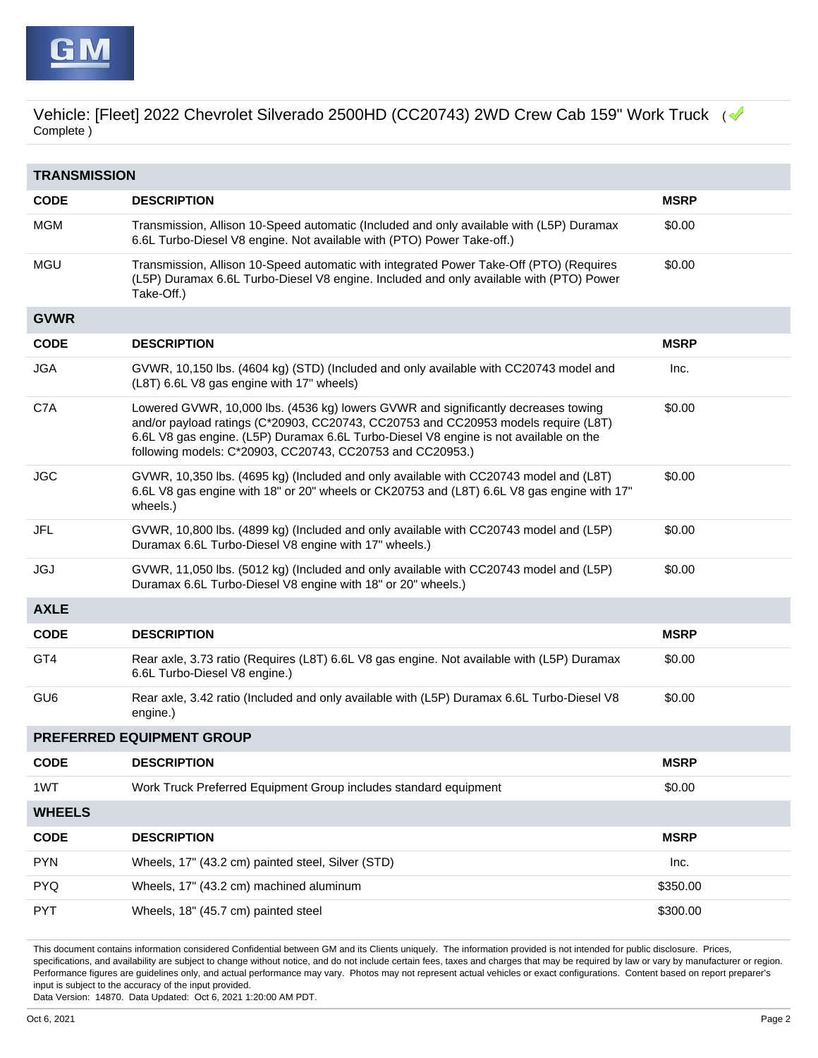Vehicle: [Fleet] 2022 Chevrolet Silverado 2500HD (CC20743) 2WD Crew Cab 159" Work Truck ( Complete )

## TRANSMISSION

| CODE | DESCRIPTION | MSRP |
|---|---|---|
| MGM | Transmission, Allison 10-Speed automatic (Included and only available with (L5P) Duramax 6.6L Turbo-Diesel V8 engine. Not available with (PTO) Power Take-off.) | $0.00 |
| MGU | Transmission, Allison 10-Speed automatic with integrated Power Take-Off (PTO) (Requires (L5P) Duramax 6.6L Turbo-Diesel V8 engine. Included and only available with (PTO) Power Take-Off.) | $0.00 |

## GVWR

| CODE | DESCRIPTION | MSRP |
|---|---|---|
| JGA | GVWR, 10,150 lbs. (4604 kg) (STD) (Included and only available with CC20743 model and (L8T) 6.6L V8 gas engine with 17" wheels) | Inc. |
| C7A | Lowered GVWR, 10,000 lbs. (4536 kg) lowers GVWR and significantly decreases towing and/or payload ratings (C*20903, CC20743, CC20753 and CC20953 models require (L8T) 6.6L V8 gas engine. (L5P) Duramax 6.6L Turbo-Diesel V8 engine is not available on the following models: C*20903, CC20743, CC20753 and CC20953.) | $0.00 |
| JGC | GVWR, 10,350 lbs. (4695 kg) (Included and only available with CC20743 model and (L8T) 6.6L V8 gas engine with 18" or 20" wheels or CK20753 and (L8T) 6.6L V8 gas engine with 17" wheels.) | $0.00 |
| JFL | GVWR, 10,800 lbs. (4899 kg) (Included and only available with CC20743 model and (L5P) Duramax 6.6L Turbo-Diesel V8 engine with 17" wheels.) | $0.00 |
| JGJ | GVWR, 11,050 lbs. (5012 kg) (Included and only available with CC20743 model and (L5P) Duramax 6.6L Turbo-Diesel V8 engine with 18" or 20" wheels.) | $0.00 |

## AXLE

| CODE | DESCRIPTION | MSRP |
|---|---|---|
| GT4 | Rear axle, 3.73 ratio (Requires (L8T) 6.6L V8 gas engine. Not available with (L5P) Duramax 6.6L Turbo-Diesel V8 engine.) | $0.00 |
| GU6 | Rear axle, 3.42 ratio (Included and only available with (L5P) Duramax 6.6L Turbo-Diesel V8 engine.) | $0.00 |

## PREFERRED EQUIPMENT GROUP

| CODE | DESCRIPTION | MSRP |
|---|---|---|
| 1WT | Work Truck Preferred Equipment Group includes standard equipment | $0.00 |

## WHEELS

| CODE | DESCRIPTION | MSRP |
|---|---|---|
| PYN | Wheels, 17" (43.2 cm) painted steel, Silver (STD) | Inc. |
| PYQ | Wheels, 17" (43.2 cm) machined aluminum | $350.00 |
| PYT | Wheels, 18" (45.7 cm) painted steel | $300.00 |

This document contains information considered Confidential between GM and its Clients uniquely. The information provided is not intended for public disclosure. Prices, specifications, and availability are subject to change without notice, and do not include certain fees, taxes and charges that may be required by law or vary by manufacturer or region. Performance figures are guidelines only, and actual performance may vary. Photos may not represent actual vehicles or exact configurations. Content based on report preparer's input is subject to the accuracy of the input provided.
Data Version: 14870. Data Updated: Oct 6, 2021 1:20:00 AM PDT.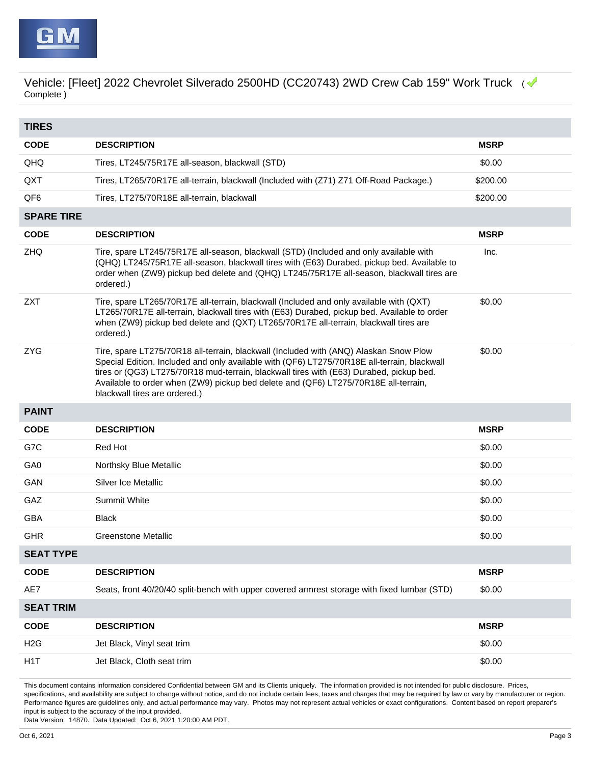Vehicle: [Fleet] 2022 Chevrolet Silverado 2500HD (CC20743) 2WD Crew Cab 159" Work Truck ( Complete )

## TIRES

| CODE | DESCRIPTION | MSRP |
|---|---|---|
| QHQ | Tires, LT245/75R17E all-season, blackwall (STD) | $0.00 |
| QXT | Tires, LT265/70R17E all-terrain, blackwall (Included with (Z71) Z71 Off-Road Package.) | $200.00 |
| QF6 | Tires, LT275/70R18E all-terrain, blackwall | $200.00 |

## SPARE TIRE

| CODE | DESCRIPTION | MSRP |
|---|---|---|
| ZHQ | Tire, spare LT245/75R17E all-season, blackwall (STD) (Included and only available with (QHQ) LT245/75R17E all-season, blackwall tires with (E63) Durabed, pickup bed. Available to order when (ZW9) pickup bed delete and (QHQ) LT245/75R17E all-season, blackwall tires are ordered.) | Inc. |
| ZXT | Tire, spare LT265/70R17E all-terrain, blackwall (Included and only available with (QXT) LT265/70R17E all-terrain, blackwall tires with (E63) Durabed, pickup bed. Available to order when (ZW9) pickup bed delete and (QXT) LT265/70R17E all-terrain, blackwall tires are ordered.) | $0.00 |
| ZYG | Tire, spare LT275/70R18 all-terrain, blackwall (Included with (ANQ) Alaskan Snow Plow Special Edition. Included and only available with (QF6) LT275/70R18E all-terrain, blackwall tires or (QG3) LT275/70R18 mud-terrain, blackwall tires with (E63) Durabed, pickup bed. Available to order when (ZW9) pickup bed delete and (QF6) LT275/70R18E all-terrain, blackwall tires are ordered.) | $0.00 |

## PAINT

| CODE | DESCRIPTION | MSRP |
|---|---|---|
| G7C | Red Hot | $0.00 |
| GA0 | Northsky Blue Metallic | $0.00 |
| GAN | Silver Ice Metallic | $0.00 |
| GAZ | Summit White | $0.00 |
| GBA | Black | $0.00 |
| GHR | Greenstone Metallic | $0.00 |

## SEAT TYPE

| CODE | DESCRIPTION | MSRP |
|---|---|---|
| AE7 | Seats, front 40/20/40 split-bench with upper covered armrest storage with fixed lumbar (STD) | $0.00 |

## SEAT TRIM

| CODE | DESCRIPTION | MSRP |
|---|---|---|
| H2G | Jet Black, Vinyl seat trim | $0.00 |
| H1T | Jet Black, Cloth seat trim | $0.00 |

This document contains information considered Confidential between GM and its Clients uniquely. The information provided is not intended for public disclosure. Prices, specifications, and availability are subject to change without notice, and do not include certain fees, taxes and charges that may be required by law or vary by manufacturer or region. Performance figures are guidelines only, and actual performance may vary. Photos may not represent actual vehicles or exact configurations. Content based on report preparer's input is subject to the accuracy of the input provided.
Data Version: 14870. Data Updated: Oct 6, 2021 1:20:00 AM PDT.

Oct 6, 2021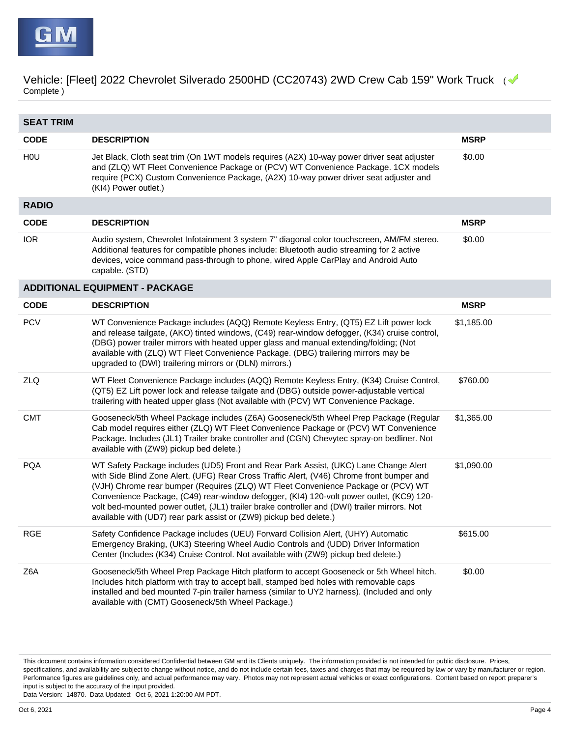Vehicle: [Fleet] 2022 Chevrolet Silverado 2500HD (CC20743) 2WD Crew Cab 159" Work Truck ( Complete )

## SEAT TRIM

| CODE | DESCRIPTION | MSRP |
|---|---|---|
| H0U | Jet Black, Cloth seat trim (On 1WT models requires (A2X) 10-way power driver seat adjuster and (ZLQ) WT Fleet Convenience Package or (PCV) WT Convenience Package. 1CX models require (PCX) Custom Convenience Package, (A2X) 10-way power driver seat adjuster and (KI4) Power outlet.) | $0.00 |

## RADIO

| CODE | DESCRIPTION | MSRP |
|---|---|---|
| IOR | Audio system, Chevrolet Infotainment 3 system 7" diagonal color touchscreen, AM/FM stereo. Additional features for compatible phones include: Bluetooth audio streaming for 2 active devices, voice command pass-through to phone, wired Apple CarPlay and Android Auto capable. (STD) | $0.00 |

## ADDITIONAL EQUIPMENT - PACKAGE

| CODE | DESCRIPTION | MSRP |
|---|---|---|
| PCV | WT Convenience Package includes (AQQ) Remote Keyless Entry, (QT5) EZ Lift power lock and release tailgate, (AKO) tinted windows, (C49) rear-window defogger, (K34) cruise control, (DBG) power trailer mirrors with heated upper glass and manual extending/folding; (Not available with (ZLQ) WT Fleet Convenience Package. (DBG) trailering mirrors may be upgraded to (DWI) trailering mirrors or (DLN) mirrors.) | $1,185.00 |
| ZLQ | WT Fleet Convenience Package includes (AQQ) Remote Keyless Entry, (K34) Cruise Control, (QT5) EZ Lift power lock and release tailgate and (DBG) outside power-adjustable vertical trailering with heated upper glass (Not available with (PCV) WT Convenience Package. | $760.00 |
| CMT | Gooseneck/5th Wheel Package includes (Z6A) Gooseneck/5th Wheel Prep Package (Regular Cab model requires either (ZLQ) WT Fleet Convenience Package or (PCV) WT Convenience Package. Includes (JL1) Trailer brake controller and (CGN) Chevytec spray-on bedliner. Not available with (ZW9) pickup bed delete.) | $1,365.00 |
| PQA | WT Safety Package includes (UD5) Front and Rear Park Assist, (UKC) Lane Change Alert with Side Blind Zone Alert, (UFG) Rear Cross Traffic Alert, (V46) Chrome front bumper and (VJH) Chrome rear bumper (Requires (ZLQ) WT Fleet Convenience Package or (PCV) WT Convenience Package, (C49) rear-window defogger, (KI4) 120-volt power outlet, (KC9) 120-volt bed-mounted power outlet, (JL1) trailer brake controller and (DWI) trailer mirrors. Not available with (UD7) rear park assist or (ZW9) pickup bed delete.) | $1,090.00 |
| RGE | Safety Confidence Package includes (UEU) Forward Collision Alert, (UHY) Automatic Emergency Braking, (UK3) Steering Wheel Audio Controls and (UDD) Driver Information Center (Includes (K34) Cruise Control. Not available with (ZW9) pickup bed delete.) | $615.00 |
| Z6A | Gooseneck/5th Wheel Prep Package Hitch platform to accept Gooseneck or 5th Wheel hitch. Includes hitch platform with tray to accept ball, stamped bed holes with removable caps installed and bed mounted 7-pin trailer harness (similar to UY2 harness). (Included and only available with (CMT) Gooseneck/5th Wheel Package.) | $0.00 |

This document contains information considered Confidential between GM and its Clients uniquely. The information provided is not intended for public disclosure. Prices, specifications, and availability are subject to change without notice, and do not include certain fees, taxes and charges that may be required by law or vary by manufacturer or region. Performance figures are guidelines only, and actual performance may vary. Photos may not represent actual vehicles or exact configurations. Content based on report preparer's input is subject to the accuracy of the input provided.
Data Version: 14870. Data Updated: Oct 6, 2021 1:20:00 AM PDT.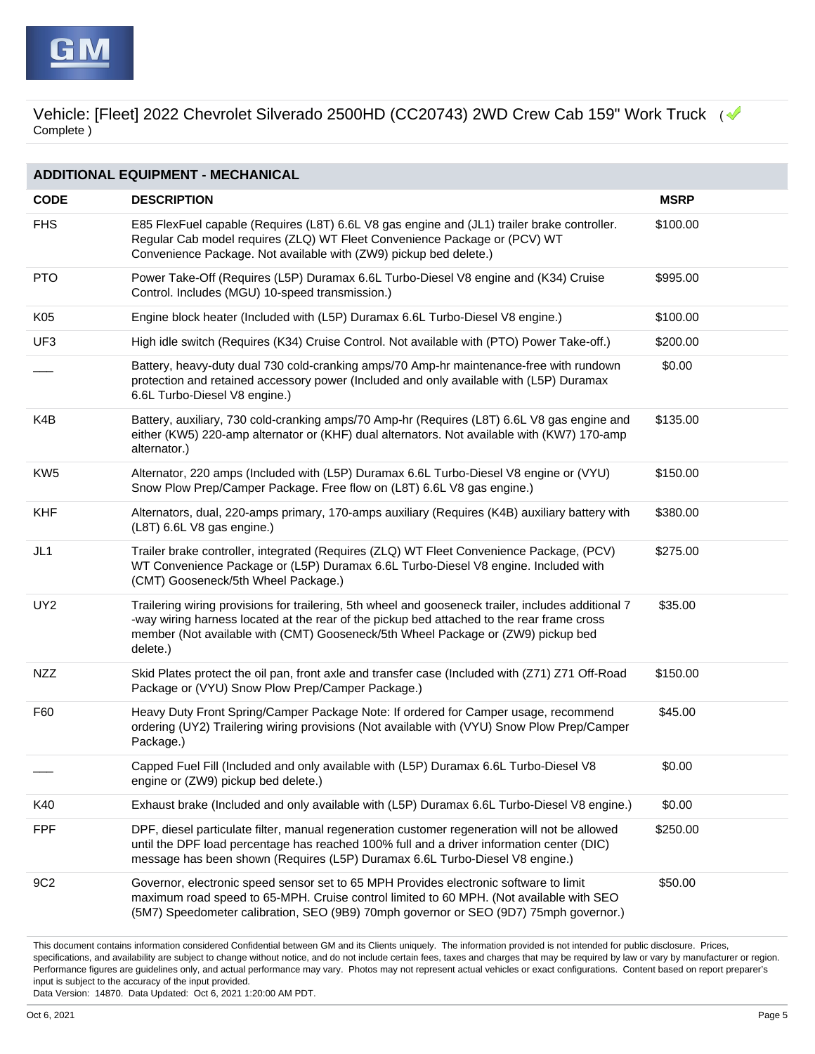Vehicle: [Fleet] 2022 Chevrolet Silverado 2500HD (CC20743) 2WD Crew Cab 159" Work Truck ( Complete )

## ADDITIONAL EQUIPMENT - MECHANICAL

| CODE | DESCRIPTION | MSRP |
|---|---|---|
| FHS | E85 FlexFuel capable (Requires (L8T) 6.6L V8 gas engine and (JL1) trailer brake controller. Regular Cab model requires (ZLQ) WT Fleet Convenience Package or (PCV) WT Convenience Package. Not available with (ZW9) pickup bed delete.) | $100.00 |
| PTO | Power Take-Off (Requires (L5P) Duramax 6.6L Turbo-Diesel V8 engine and (K34) Cruise Control. Includes (MGU) 10-speed transmission.) | $995.00 |
| K05 | Engine block heater (Included with (L5P) Duramax 6.6L Turbo-Diesel V8 engine.) | $100.00 |
| UF3 | High idle switch (Requires (K34) Cruise Control. Not available with (PTO) Power Take-off.) | $200.00 |
| ___ | Battery, heavy-duty dual 730 cold-cranking amps/70 Amp-hr maintenance-free with rundown protection and retained accessory power (Included and only available with (L5P) Duramax 6.6L Turbo-Diesel V8 engine.) | $0.00 |
| K4B | Battery, auxiliary, 730 cold-cranking amps/70 Amp-hr (Requires (L8T) 6.6L V8 gas engine and either (KW5) 220-amp alternator or (KHF) dual alternators. Not available with (KW7) 170-amp alternator.) | $135.00 |
| KW5 | Alternator, 220 amps (Included with (L5P) Duramax 6.6L Turbo-Diesel V8 engine or (VYU) Snow Plow Prep/Camper Package. Free flow on (L8T) 6.6L V8 gas engine.) | $150.00 |
| KHF | Alternators, dual, 220-amps primary, 170-amps auxiliary (Requires (K4B) auxiliary battery with (L8T) 6.6L V8 gas engine.) | $380.00 |
| JL1 | Trailer brake controller, integrated (Requires (ZLQ) WT Fleet Convenience Package, (PCV) WT Convenience Package or (L5P) Duramax 6.6L Turbo-Diesel V8 engine. Included with (CMT) Gooseneck/5th Wheel Package.) | $275.00 |
| UY2 | Trailering wiring provisions for trailering, 5th wheel and gooseneck trailer, includes additional 7-way wiring harness located at the rear of the pickup bed attached to the rear frame cross member (Not available with (CMT) Gooseneck/5th Wheel Package or (ZW9) pickup bed delete.) | $35.00 |
| NZZ | Skid Plates protect the oil pan, front axle and transfer case (Included with (Z71) Z71 Off-Road Package or (VYU) Snow Plow Prep/Camper Package.) | $150.00 |
| F60 | Heavy Duty Front Spring/Camper Package Note: If ordered for Camper usage, recommend ordering (UY2) Trailering wiring provisions (Not available with (VYU) Snow Plow Prep/Camper Package.) | $45.00 |
| ___ | Capped Fuel Fill (Included and only available with (L5P) Duramax 6.6L Turbo-Diesel V8 engine or (ZW9) pickup bed delete.) | $0.00 |
| K40 | Exhaust brake (Included and only available with (L5P) Duramax 6.6L Turbo-Diesel V8 engine.) | $0.00 |
| FPF | DPF, diesel particulate filter, manual regeneration customer regeneration will not be allowed until the DPF load percentage has reached 100% full and a driver information center (DIC) message has been shown (Requires (L5P) Duramax 6.6L Turbo-Diesel V8 engine.) | $250.00 |
| 9C2 | Governor, electronic speed sensor set to 65 MPH Provides electronic software to limit maximum road speed to 65-MPH. Cruise control limited to 60 MPH. (Not available with SEO (5M7) Speedometer calibration, SEO (9B9) 70mph governor or SEO (9D7) 75mph governor.) | $50.00 |

This document contains information considered Confidential between GM and its Clients uniquely. The information provided is not intended for public disclosure. Prices, specifications, and availability are subject to change without notice, and do not include certain fees, taxes and charges that may be required by law or vary by manufacturer or region. Performance figures are guidelines only, and actual performance may vary. Photos may not represent actual vehicles or exact configurations. Content based on report preparer's input is subject to the accuracy of the input provided.
Data Version: 14870. Data Updated: Oct 6, 2021 1:20:00 AM PDT.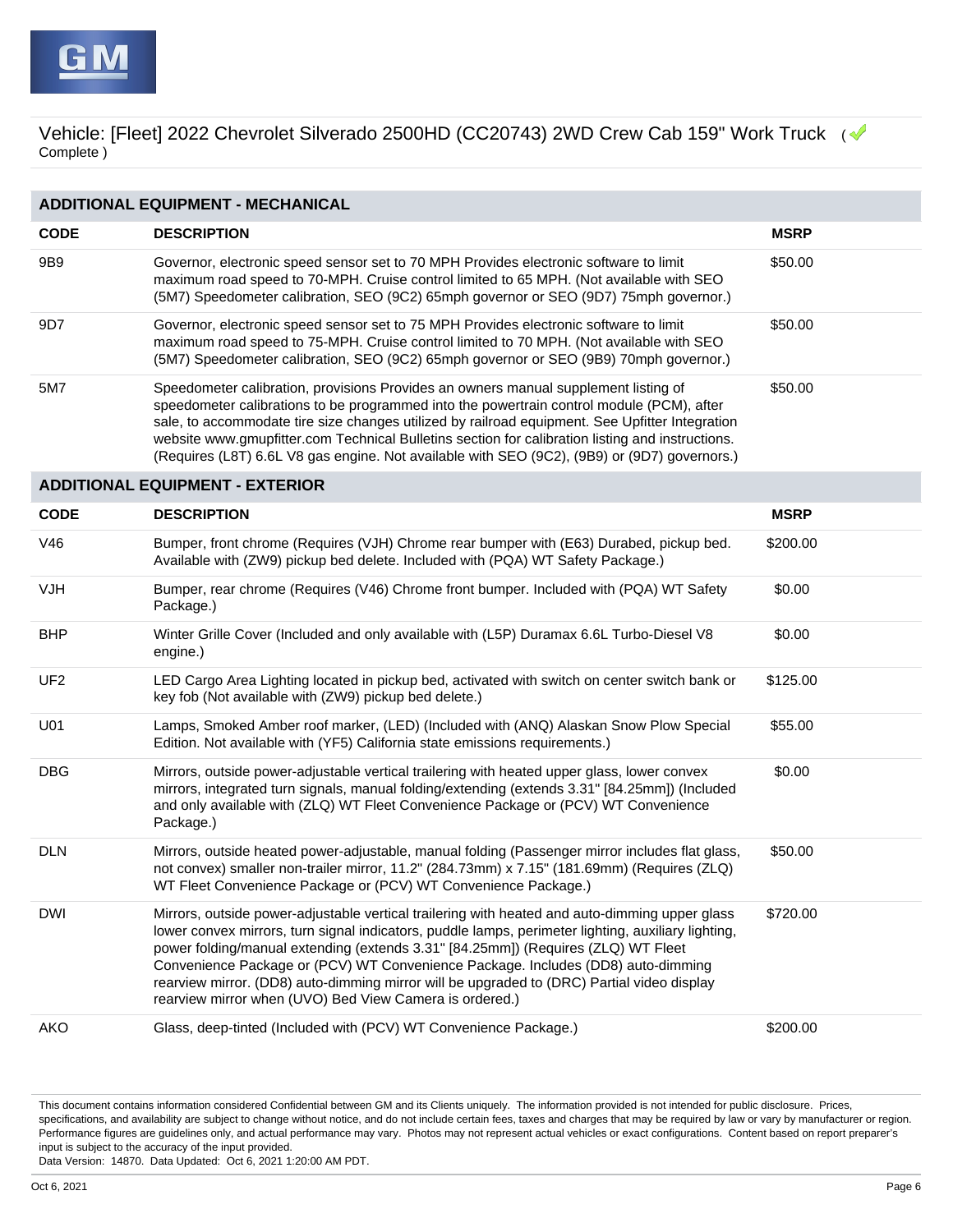Vehicle: [Fleet] 2022 Chevrolet Silverado 2500HD (CC20743) 2WD Crew Cab 159" Work Truck ( Complete )

## ADDITIONAL EQUIPMENT - MECHANICAL

| CODE | DESCRIPTION | MSRP |
|---|---|---|
| 9B9 | Governor, electronic speed sensor set to 70 MPH Provides electronic software to limit maximum road speed to 70-MPH. Cruise control limited to 65 MPH. (Not available with SEO (5M7) Speedometer calibration, SEO (9C2) 65mph governor or SEO (9D7) 75mph governor.) | $50.00 |
| 9D7 | Governor, electronic speed sensor set to 75 MPH Provides electronic software to limit maximum road speed to 75-MPH. Cruise control limited to 70 MPH. (Not available with SEO (5M7) Speedometer calibration, SEO (9C2) 65mph governor or SEO (9B9) 70mph governor.) | $50.00 |
| 5M7 | Speedometer calibration, provisions Provides an owners manual supplement listing of speedometer calibrations to be programmed into the powertrain control module (PCM), after sale, to accommodate tire size changes utilized by railroad equipment. See Upfitter Integration website www.gmupfitter.com Technical Bulletins section for calibration listing and instructions. (Requires (L8T) 6.6L V8 gas engine. Not available with SEO (9C2), (9B9) or (9D7) governors.) | $50.00 |

## ADDITIONAL EQUIPMENT - EXTERIOR

| CODE | DESCRIPTION | MSRP |
|---|---|---|
| V46 | Bumper, front chrome (Requires (VJH) Chrome rear bumper with (E63) Durabed, pickup bed. Available with (ZW9) pickup bed delete. Included with (PQA) WT Safety Package.) | $200.00 |
| VJH | Bumper, rear chrome (Requires (V46) Chrome front bumper. Included with (PQA) WT Safety Package.) | $0.00 |
| BHP | Winter Grille Cover (Included and only available with (L5P) Duramax 6.6L Turbo-Diesel V8 engine.) | $0.00 |
| UF2 | LED Cargo Area Lighting located in pickup bed, activated with switch on center switch bank or key fob (Not available with (ZW9) pickup bed delete.) | $125.00 |
| U01 | Lamps, Smoked Amber roof marker, (LED) (Included with (ANQ) Alaskan Snow Plow Special Edition. Not available with (YF5) California state emissions requirements.) | $55.00 |
| DBG | Mirrors, outside power-adjustable vertical trailering with heated upper glass, lower convex mirrors, integrated turn signals, manual folding/extending (extends 3.31" [84.25mm]) (Included and only available with (ZLQ) WT Fleet Convenience Package or (PCV) WT Convenience Package.) | $0.00 |
| DLN | Mirrors, outside heated power-adjustable, manual folding (Passenger mirror includes flat glass, not convex) smaller non-trailer mirror, 11.2" (284.73mm) x 7.15" (181.69mm) (Requires (ZLQ) WT Fleet Convenience Package or (PCV) WT Convenience Package.) | $50.00 |
| DWI | Mirrors, outside power-adjustable vertical trailering with heated and auto-dimming upper glass lower convex mirrors, turn signal indicators, puddle lamps, perimeter lighting, auxiliary lighting, power folding/manual extending (extends 3.31" [84.25mm]) (Requires (ZLQ) WT Fleet Convenience Package or (PCV) WT Convenience Package. Includes (DD8) auto-dimming rearview mirror. (DD8) auto-dimming mirror will be upgraded to (DRC) Partial video display rearview mirror when (UVO) Bed View Camera is ordered.) | $720.00 |
| AKO | Glass, deep-tinted (Included with (PCV) WT Convenience Package.) | $200.00 |

This document contains information considered Confidential between GM and its Clients uniquely. The information provided is not intended for public disclosure. Prices, specifications, and availability are subject to change without notice, and do not include certain fees, taxes and charges that may be required by law or vary by manufacturer or region. Performance figures are guidelines only, and actual performance may vary. Photos may not represent actual vehicles or exact configurations. Content based on report preparer's input is subject to the accuracy of the input provided.
Data Version: 14870. Data Updated: Oct 6, 2021 1:20:00 AM PDT.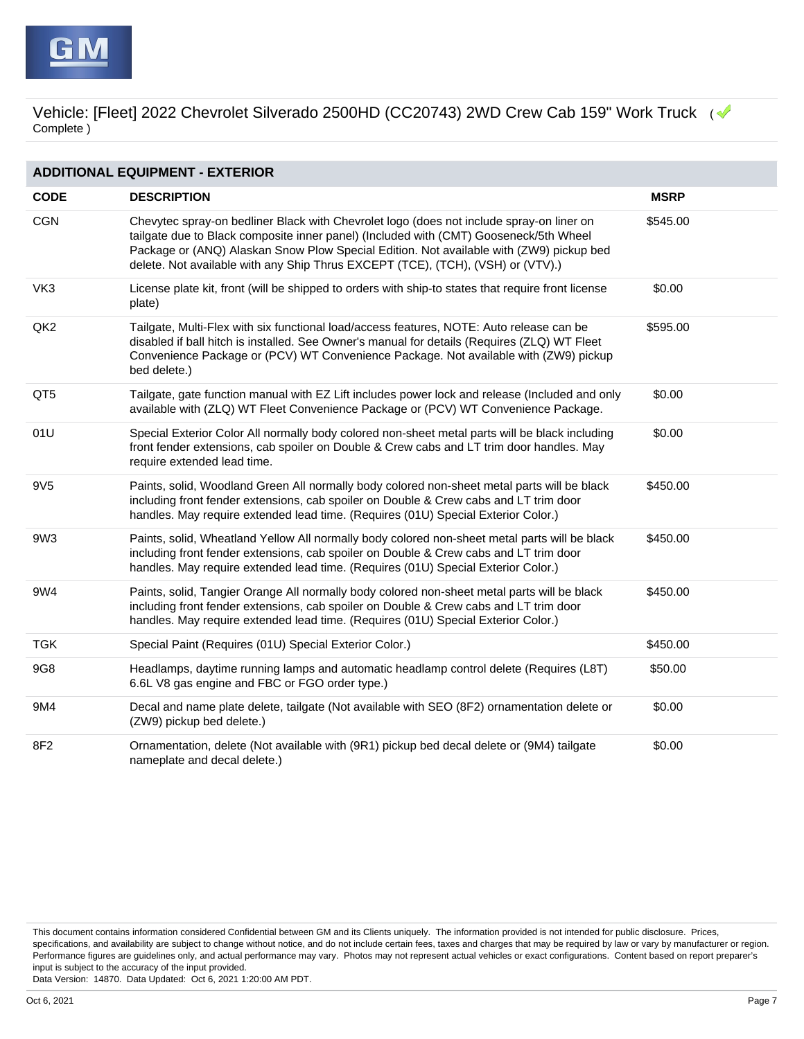Vehicle: [Fleet] 2022 Chevrolet Silverado 2500HD (CC20743) 2WD Crew Cab 159" Work Truck ( Complete )

## ADDITIONAL EQUIPMENT - EXTERIOR

| CODE | DESCRIPTION | MSRP |
|---|---|---|
| CGN | Chevytec spray-on bedliner Black with Chevrolet logo (does not include spray-on liner on tailgate due to Black composite inner panel) (Included with (CMT) Gooseneck/5th Wheel Package or (ANQ) Alaskan Snow Plow Special Edition. Not available with (ZW9) pickup bed delete. Not available with any Ship Thrus EXCEPT (TCE), (TCH), (VSH) or (VTV).) | $545.00 |
| VK3 | License plate kit, front (will be shipped to orders with ship-to states that require front license plate) | $0.00 |
| QK2 | Tailgate, Multi-Flex with six functional load/access features, NOTE: Auto release can be disabled if ball hitch is installed. See Owner's manual for details (Requires (ZLQ) WT Fleet Convenience Package or (PCV) WT Convenience Package. Not available with (ZW9) pickup bed delete.) | $595.00 |
| QT5 | Tailgate, gate function manual with EZ Lift includes power lock and release (Included and only available with (ZLQ) WT Fleet Convenience Package or (PCV) WT Convenience Package. | $0.00 |
| 01U | Special Exterior Color All normally body colored non-sheet metal parts will be black including front fender extensions, cab spoiler on Double & Crew cabs and LT trim door handles. May require extended lead time. | $0.00 |
| 9V5 | Paints, solid, Woodland Green All normally body colored non-sheet metal parts will be black including front fender extensions, cab spoiler on Double & Crew cabs and LT trim door handles. May require extended lead time. (Requires (01U) Special Exterior Color.) | $450.00 |
| 9W3 | Paints, solid, Wheatland Yellow All normally body colored non-sheet metal parts will be black including front fender extensions, cab spoiler on Double & Crew cabs and LT trim door handles. May require extended lead time. (Requires (01U) Special Exterior Color.) | $450.00 |
| 9W4 | Paints, solid, Tangier Orange All normally body colored non-sheet metal parts will be black including front fender extensions, cab spoiler on Double & Crew cabs and LT trim door handles. May require extended lead time. (Requires (01U) Special Exterior Color.) | $450.00 |
| TGK | Special Paint (Requires (01U) Special Exterior Color.) | $450.00 |
| 9G8 | Headlamps, daytime running lamps and automatic headlamp control delete (Requires (L8T) 6.6L V8 gas engine and FBC or FGO order type.) | $50.00 |
| 9M4 | Decal and name plate delete, tailgate (Not available with SEO (8F2) ornamentation delete or (ZW9) pickup bed delete.) | $0.00 |
| 8F2 | Ornamentation, delete (Not available with (9R1) pickup bed decal delete or (9M4) tailgate nameplate and decal delete.) | $0.00 |

This document contains information considered Confidential between GM and its Clients uniquely. The information provided is not intended for public disclosure. Prices, specifications, and availability are subject to change without notice, and do not include certain fees, taxes and charges that may be required by law or vary by manufacturer or region. Performance figures are guidelines only, and actual performance may vary. Photos may not represent actual vehicles or exact configurations. Content based on report preparer's input is subject to the accuracy of the input provided.
Data Version: 14870. Data Updated: Oct 6, 2021 1:20:00 AM PDT.

Oct 6, 2021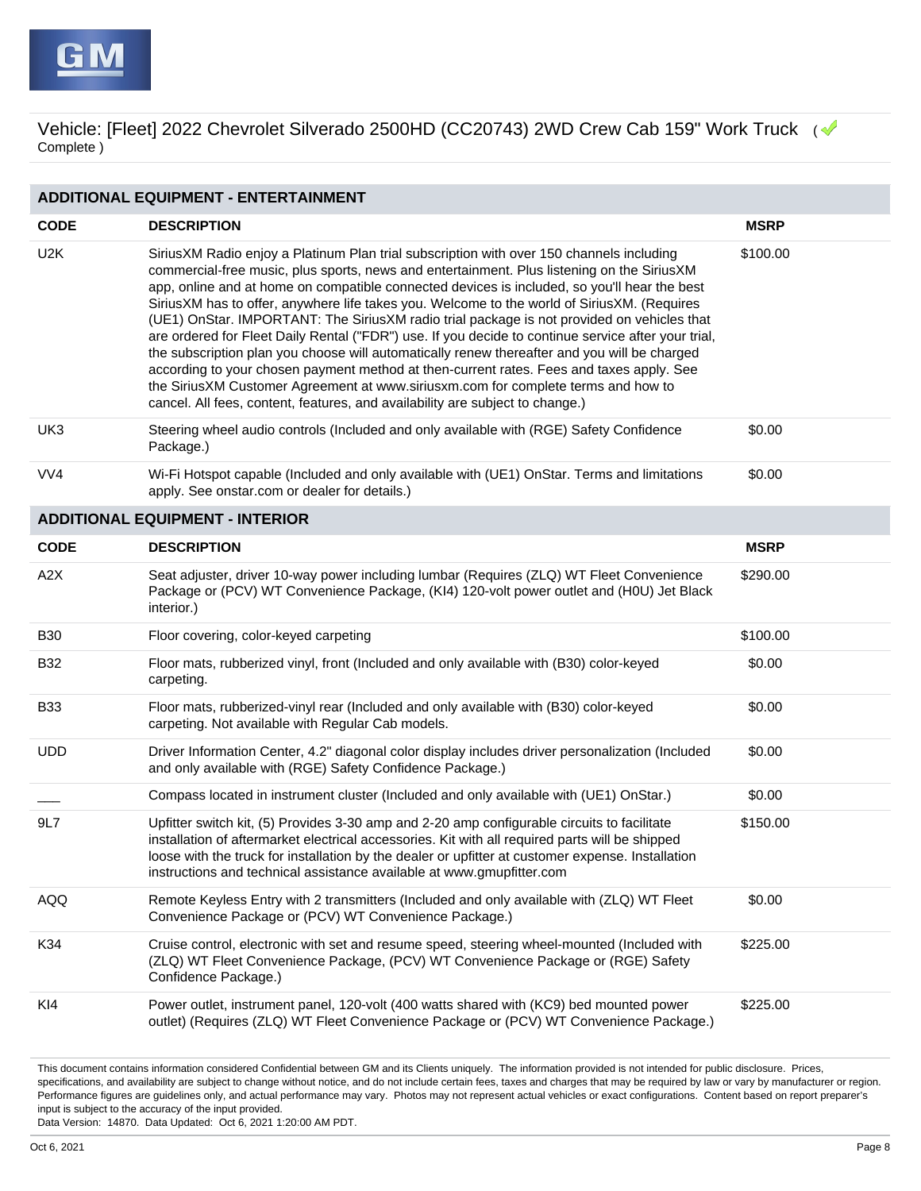Vehicle: [Fleet] 2022 Chevrolet Silverado 2500HD (CC20743) 2WD Crew Cab 159" Work Truck ( Complete )

## ADDITIONAL EQUIPMENT - ENTERTAINMENT

| CODE | DESCRIPTION | MSRP |
|---|---|---|
| U2K | SiriusXM Radio enjoy a Platinum Plan trial subscription with over 150 channels including commercial-free music, plus sports, news and entertainment. Plus listening on the SiriusXM app, online and at home on compatible connected devices is included, so you'll hear the best SiriusXM has to offer, anywhere life takes you. Welcome to the world of SiriusXM. (Requires (UE1) OnStar. IMPORTANT: The SiriusXM radio trial package is not provided on vehicles that are ordered for Fleet Daily Rental ("FDR") use. If you decide to continue service after your trial, the subscription plan you choose will automatically renew thereafter and you will be charged according to your chosen payment method at then-current rates. Fees and taxes apply. See the SiriusXM Customer Agreement at www.siriusxm.com for complete terms and how to cancel. All fees, content, features, and availability are subject to change.) | $100.00 |
| UK3 | Steering wheel audio controls (Included and only available with (RGE) Safety Confidence Package.) | $0.00 |
| VV4 | Wi-Fi Hotspot capable (Included and only available with (UE1) OnStar. Terms and limitations apply. See onstar.com or dealer for details.) | $0.00 |

## ADDITIONAL EQUIPMENT - INTERIOR

| CODE | DESCRIPTION | MSRP |
|---|---|---|
| A2X | Seat adjuster, driver 10-way power including lumbar (Requires (ZLQ) WT Fleet Convenience Package or (PCV) WT Convenience Package, (KI4) 120-volt power outlet and (H0U) Jet Black interior.) | $290.00 |
| B30 | Floor covering, color-keyed carpeting | $100.00 |
| B32 | Floor mats, rubberized vinyl, front (Included and only available with (B30) color-keyed carpeting. | $0.00 |
| B33 | Floor mats, rubberized-vinyl rear (Included and only available with (B30) color-keyed carpeting. Not available with Regular Cab models. | $0.00 |
| UDD | Driver Information Center, 4.2" diagonal color display includes driver personalization (Included and only available with (RGE) Safety Confidence Package.) | $0.00 |
| ___ | Compass located in instrument cluster (Included and only available with (UE1) OnStar.) | $0.00 |
| 9L7 | Upfitter switch kit, (5) Provides 3-30 amp and 2-20 amp configurable circuits to facilitate installation of aftermarket electrical accessories. Kit with all required parts will be shipped loose with the truck for installation by the dealer or upfitter at customer expense. Installation instructions and technical assistance available at www.gmupfitter.com | $150.00 |
| AQQ | Remote Keyless Entry with 2 transmitters (Included and only available with (ZLQ) WT Fleet Convenience Package or (PCV) WT Convenience Package.) | $0.00 |
| K34 | Cruise control, electronic with set and resume speed, steering wheel-mounted (Included with (ZLQ) WT Fleet Convenience Package, (PCV) WT Convenience Package or (RGE) Safety Confidence Package.) | $225.00 |
| KI4 | Power outlet, instrument panel, 120-volt (400 watts shared with (KC9) bed mounted power outlet) (Requires (ZLQ) WT Fleet Convenience Package or (PCV) WT Convenience Package.) | $225.00 |

This document contains information considered Confidential between GM and its Clients uniquely. The information provided is not intended for public disclosure. Prices, specifications, and availability are subject to change without notice, and do not include certain fees, taxes and charges that may be required by law or vary by manufacturer or region. Performance figures are guidelines only, and actual performance may vary. Photos may not represent actual vehicles or exact configurations. Content based on report preparer's input is subject to the accuracy of the input provided.
Data Version: 14870. Data Updated: Oct 6, 2021 1:20:00 AM PDT.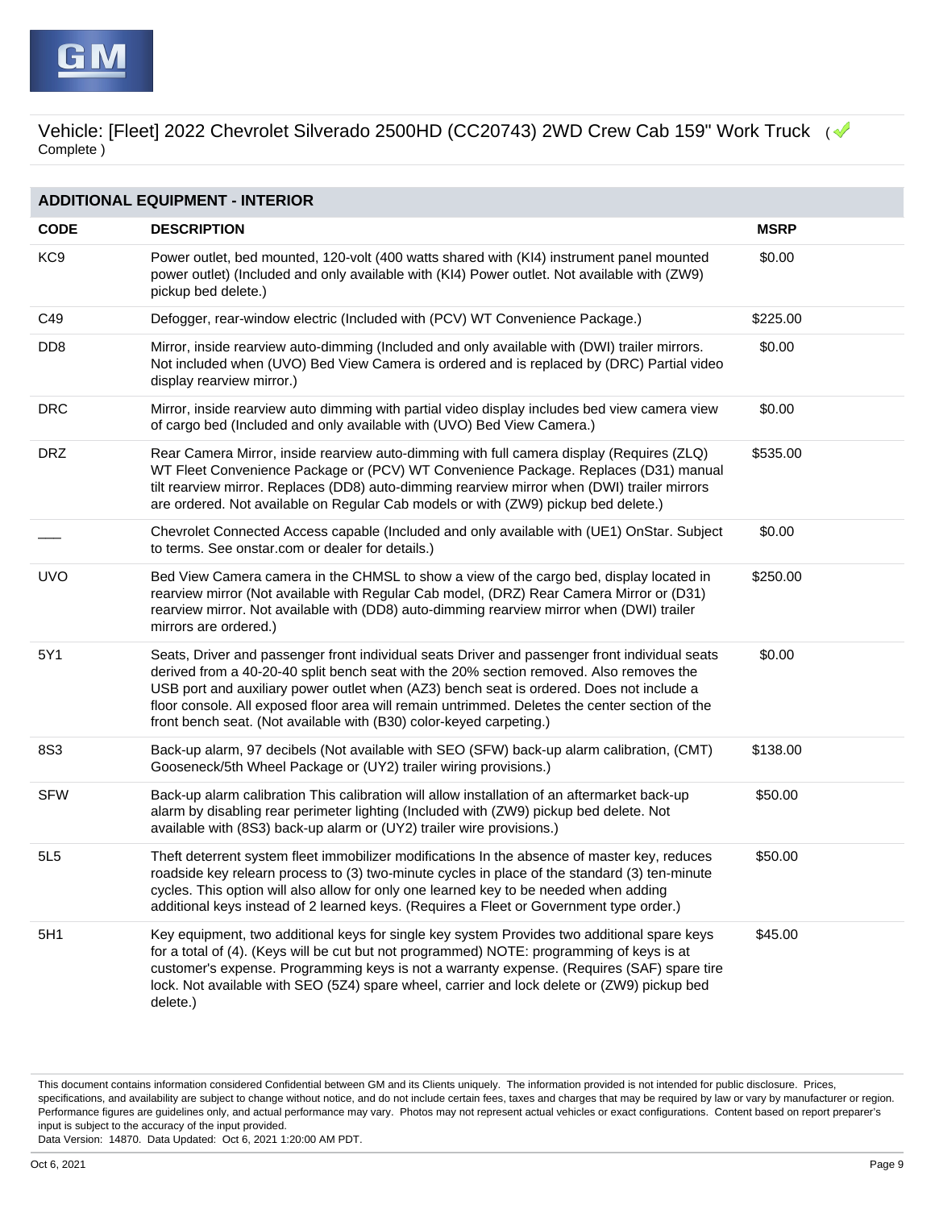Vehicle: [Fleet] 2022 Chevrolet Silverado 2500HD (CC20743) 2WD Crew Cab 159" Work Truck ( Complete )

## ADDITIONAL EQUIPMENT - INTERIOR

| CODE | DESCRIPTION | MSRP |
|---|---|---|
| KC9 | Power outlet, bed mounted, 120-volt (400 watts shared with (KI4) instrument panel mounted power outlet) (Included and only available with (KI4) Power outlet. Not available with (ZW9) pickup bed delete.) | $0.00 |
| C49 | Defogger, rear-window electric (Included with (PCV) WT Convenience Package.) | $225.00 |
| DD8 | Mirror, inside rearview auto-dimming (Included and only available with (DWI) trailer mirrors. Not included when (UVO) Bed View Camera is ordered and is replaced by (DRC) Partial video display rearview mirror.) | $0.00 |
| DRC | Mirror, inside rearview auto dimming with partial video display includes bed view camera view of cargo bed (Included and only available with (UVO) Bed View Camera.) | $0.00 |
| DRZ | Rear Camera Mirror, inside rearview auto-dimming with full camera display (Requires (ZLQ) WT Fleet Convenience Package or (PCV) WT Convenience Package. Replaces (D31) manual tilt rearview mirror. Replaces (DD8) auto-dimming rearview mirror when (DWI) trailer mirrors are ordered. Not available on Regular Cab models or with (ZW9) pickup bed delete.) | $535.00 |
| ___ | Chevrolet Connected Access capable (Included and only available with (UE1) OnStar. Subject to terms. See onstar.com or dealer for details.) | $0.00 |
| UVO | Bed View Camera camera in the CHMSL to show a view of the cargo bed, display located in rearview mirror (Not available with Regular Cab model, (DRZ) Rear Camera Mirror or (D31) rearview mirror. Not available with (DD8) auto-dimming rearview mirror when (DWI) trailer mirrors are ordered.) | $250.00 |
| 5Y1 | Seats, Driver and passenger front individual seats Driver and passenger front individual seats derived from a 40-20-40 split bench seat with the 20% section removed. Also removes the USB port and auxiliary power outlet when (AZ3) bench seat is ordered. Does not include a floor console. All exposed floor area will remain untrimmed. Deletes the center section of the front bench seat. (Not available with (B30) color-keyed carpeting.) | $0.00 |
| 8S3 | Back-up alarm, 97 decibels (Not available with SEO (SFW) back-up alarm calibration, (CMT) Gooseneck/5th Wheel Package or (UY2) trailer wiring provisions.) | $138.00 |
| SFW | Back-up alarm calibration This calibration will allow installation of an aftermarket back-up alarm by disabling rear perimeter lighting (Included with (ZW9) pickup bed delete. Not available with (8S3) back-up alarm or (UY2) trailer wire provisions.) | $50.00 |
| 5L5 | Theft deterrent system fleet immobilizer modifications In the absence of master key, reduces roadside key relearn process to (3) two-minute cycles in place of the standard (3) ten-minute cycles. This option will also allow for only one learned key to be needed when adding additional keys instead of 2 learned keys. (Requires a Fleet or Government type order.) | $50.00 |
| 5H1 | Key equipment, two additional keys for single key system Provides two additional spare keys for a total of (4). (Keys will be cut but not programmed) NOTE: programming of keys is at customer's expense. Programming keys is not a warranty expense. (Requires (SAF) spare tire lock. Not available with SEO (5Z4) spare wheel, carrier and lock delete or (ZW9) pickup bed delete.) | $45.00 |

This document contains information considered Confidential between GM and its Clients uniquely. The information provided is not intended for public disclosure. Prices, specifications, and availability are subject to change without notice, and do not include certain fees, taxes and charges that may be required by law or vary by manufacturer or region. Performance figures are guidelines only, and actual performance may vary. Photos may not represent actual vehicles or exact configurations. Content based on report preparer's input is subject to the accuracy of the input provided.
Data Version: 14870. Data Updated: Oct 6, 2021 1:20:00 AM PDT.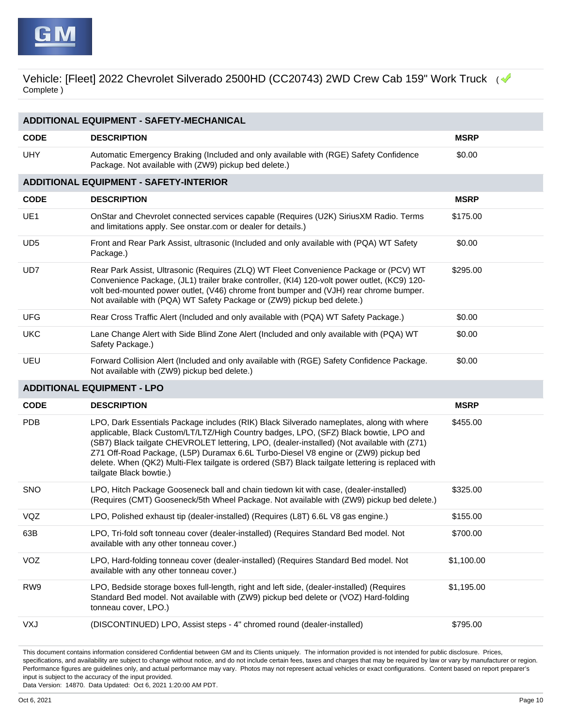Vehicle: [Fleet] 2022 Chevrolet Silverado 2500HD (CC20743) 2WD Crew Cab 159" Work Truck ( Complete )

## ADDITIONAL EQUIPMENT - SAFETY-MECHANICAL

| CODE | DESCRIPTION | MSRP |
|---|---|---|
| UHY | Automatic Emergency Braking (Included and only available with (RGE) Safety Confidence Package. Not available with (ZW9) pickup bed delete.) | $0.00 |

## ADDITIONAL EQUIPMENT - SAFETY-INTERIOR

| CODE | DESCRIPTION | MSRP |
|---|---|---|
| UE1 | OnStar and Chevrolet connected services capable (Requires (U2K) SiriusXM Radio. Terms and limitations apply. See onstar.com or dealer for details.) | $175.00 |
| UD5 | Front and Rear Park Assist, ultrasonic (Included and only available with (PQA) WT Safety Package.) | $0.00 |
| UD7 | Rear Park Assist, Ultrasonic (Requires (ZLQ) WT Fleet Convenience Package or (PCV) WT Convenience Package, (JL1) trailer brake controller, (KI4) 120-volt power outlet, (KC9) 120-volt bed-mounted power outlet, (V46) chrome front bumper and (VJH) rear chrome bumper. Not available with (PQA) WT Safety Package or (ZW9) pickup bed delete.) | $295.00 |
| UFG | Rear Cross Traffic Alert (Included and only available with (PQA) WT Safety Package.) | $0.00 |
| UKC | Lane Change Alert with Side Blind Zone Alert (Included and only available with (PQA) WT Safety Package.) | $0.00 |
| UEU | Forward Collision Alert (Included and only available with (RGE) Safety Confidence Package. Not available with (ZW9) pickup bed delete.) | $0.00 |

## ADDITIONAL EQUIPMENT - LPO

| CODE | DESCRIPTION | MSRP |
|---|---|---|
| PDB | LPO, Dark Essentials Package includes (RIK) Black Silverado nameplates, along with where applicable, Black Custom/LT/LTZ/High Country badges, LPO, (SFZ) Black bowtie, LPO and (SB7) Black tailgate CHEVROLET lettering, LPO, (dealer-installed) (Not available with (Z71) Z71 Off-Road Package, (L5P) Duramax 6.6L Turbo-Diesel V8 engine or (ZW9) pickup bed delete. When (QK2) Multi-Flex tailgate is ordered (SB7) Black tailgate lettering is replaced with tailgate Black bowtie.) | $455.00 |
| SNO | LPO, Hitch Package Gooseneck ball and chain tiedown kit with case, (dealer-installed) (Requires (CMT) Gooseneck/5th Wheel Package. Not available with (ZW9) pickup bed delete.) | $325.00 |
| VQZ | LPO, Polished exhaust tip (dealer-installed) (Requires (L8T) 6.6L V8 gas engine.) | $155.00 |
| 63B | LPO, Tri-fold soft tonneau cover (dealer-installed) (Requires Standard Bed model. Not available with any other tonneau cover.) | $700.00 |
| VOZ | LPO, Hard-folding tonneau cover (dealer-installed) (Requires Standard Bed model. Not available with any other tonneau cover.) | $1,100.00 |
| RW9 | LPO, Bedside storage boxes full-length, right and left side, (dealer-installed) (Requires Standard Bed model. Not available with (ZW9) pickup bed delete or (VOZ) Hard-folding tonneau cover, LPO.) | $1,195.00 |
| VXJ | (DISCONTINUED) LPO, Assist steps - 4" chromed round (dealer-installed) | $795.00 |

This document contains information considered Confidential between GM and its Clients uniquely. The information provided is not intended for public disclosure. Prices, specifications, and availability are subject to change without notice, and do not include certain fees, taxes and charges that may be required by law or vary by manufacturer or region. Performance figures are guidelines only, and actual performance may vary. Photos may not represent actual vehicles or exact configurations. Content based on report preparer's input is subject to the accuracy of the input provided.
Data Version: 14870. Data Updated: Oct 6, 2021 1:20:00 AM PDT.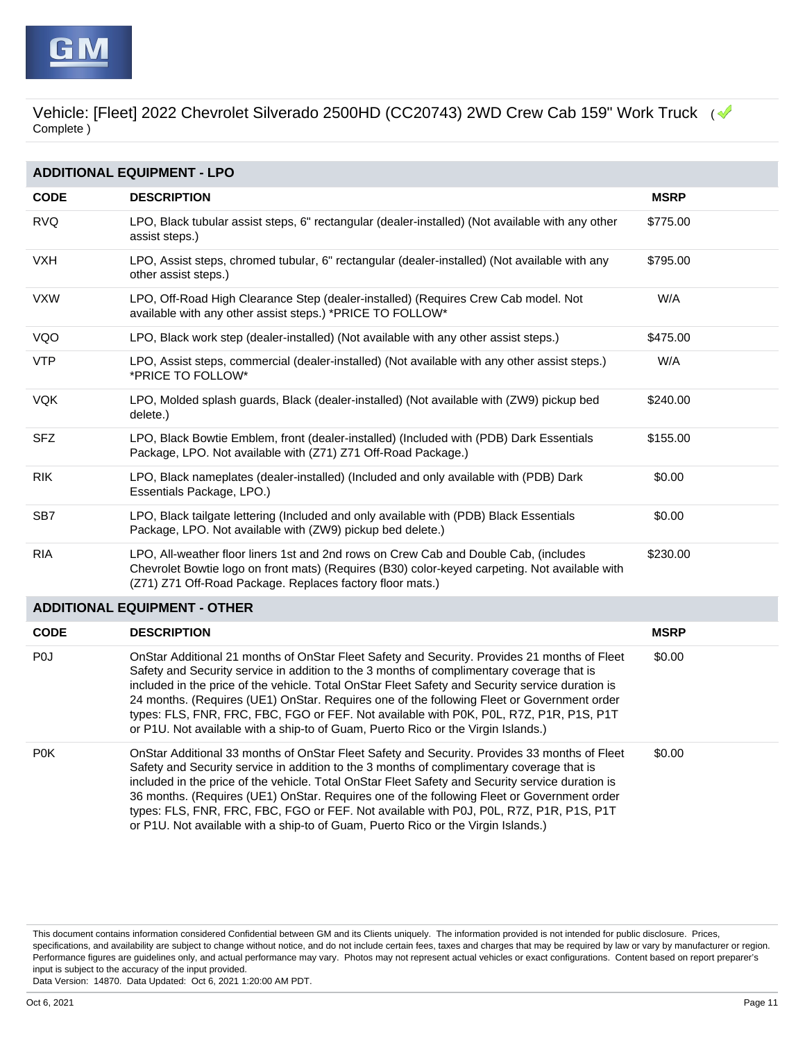Vehicle: [Fleet] 2022 Chevrolet Silverado 2500HD (CC20743) 2WD Crew Cab 159" Work Truck ( Complete )

## ADDITIONAL EQUIPMENT - LPO

| CODE | DESCRIPTION | MSRP |
|---|---|---|
| RVQ | LPO, Black tubular assist steps, 6" rectangular (dealer-installed) (Not available with any other assist steps.) | $775.00 |
| VXH | LPO, Assist steps, chromed tubular, 6" rectangular (dealer-installed) (Not available with any other assist steps.) | $795.00 |
| VXW | LPO, Off-Road High Clearance Step (dealer-installed) (Requires Crew Cab model. Not available with any other assist steps.) *PRICE TO FOLLOW* | W/A |
| VQO | LPO, Black work step (dealer-installed) (Not available with any other assist steps.) | $475.00 |
| VTP | LPO, Assist steps, commercial (dealer-installed) (Not available with any other assist steps.) *PRICE TO FOLLOW* | W/A |
| VQK | LPO, Molded splash guards, Black (dealer-installed) (Not available with (ZW9) pickup bed delete.) | $240.00 |
| SFZ | LPO, Black Bowtie Emblem, front (dealer-installed) (Included with (PDB) Dark Essentials Package, LPO. Not available with (Z71) Z71 Off-Road Package.) | $155.00 |
| RIK | LPO, Black nameplates (dealer-installed) (Included and only available with (PDB) Dark Essentials Package, LPO.) | $0.00 |
| SB7 | LPO, Black tailgate lettering (Included and only available with (PDB) Black Essentials Package, LPO. Not available with (ZW9) pickup bed delete.) | $0.00 |
| RIA | LPO, All-weather floor liners 1st and 2nd rows on Crew Cab and Double Cab, (includes Chevrolet Bowtie logo on front mats) (Requires (B30) color-keyed carpeting. Not available with (Z71) Z71 Off-Road Package. Replaces factory floor mats.) | $230.00 |

## ADDITIONAL EQUIPMENT - OTHER

| CODE | DESCRIPTION | MSRP |
|---|---|---|
| P0J | OnStar Additional 21 months of OnStar Fleet Safety and Security. Provides 21 months of Fleet Safety and Security service in addition to the 3 months of complimentary coverage that is included in the price of the vehicle. Total OnStar Fleet Safety and Security service duration is 24 months. (Requires (UE1) OnStar. Requires one of the following Fleet or Government order types: FLS, FNR, FRC, FBC, FGO or FEF. Not available with P0K, P0L, R7Z, P1R, P1S, P1T or P1U. Not available with a ship-to of Guam, Puerto Rico or the Virgin Islands.) | $0.00 |
| P0K | OnStar Additional 33 months of OnStar Fleet Safety and Security. Provides 33 months of Fleet Safety and Security service in addition to the 3 months of complimentary coverage that is included in the price of the vehicle. Total OnStar Fleet Safety and Security service duration is 36 months. (Requires (UE1) OnStar. Requires one of the following Fleet or Government order types: FLS, FNR, FRC, FBC, FGO or FEF. Not available with P0J, P0L, R7Z, P1R, P1S, P1T or P1U. Not available with a ship-to of Guam, Puerto Rico or the Virgin Islands.) | $0.00 |

This document contains information considered Confidential between GM and its Clients uniquely. The information provided is not intended for public disclosure. Prices, specifications, and availability are subject to change without notice, and do not include certain fees, taxes and charges that may be required by law or vary by manufacturer or region. Performance figures are guidelines only, and actual performance may vary. Photos may not represent actual vehicles or exact configurations. Content based on report preparer's input is subject to the accuracy of the input provided.
Data Version: 14870. Data Updated: Oct 6, 2021 1:20:00 AM PDT.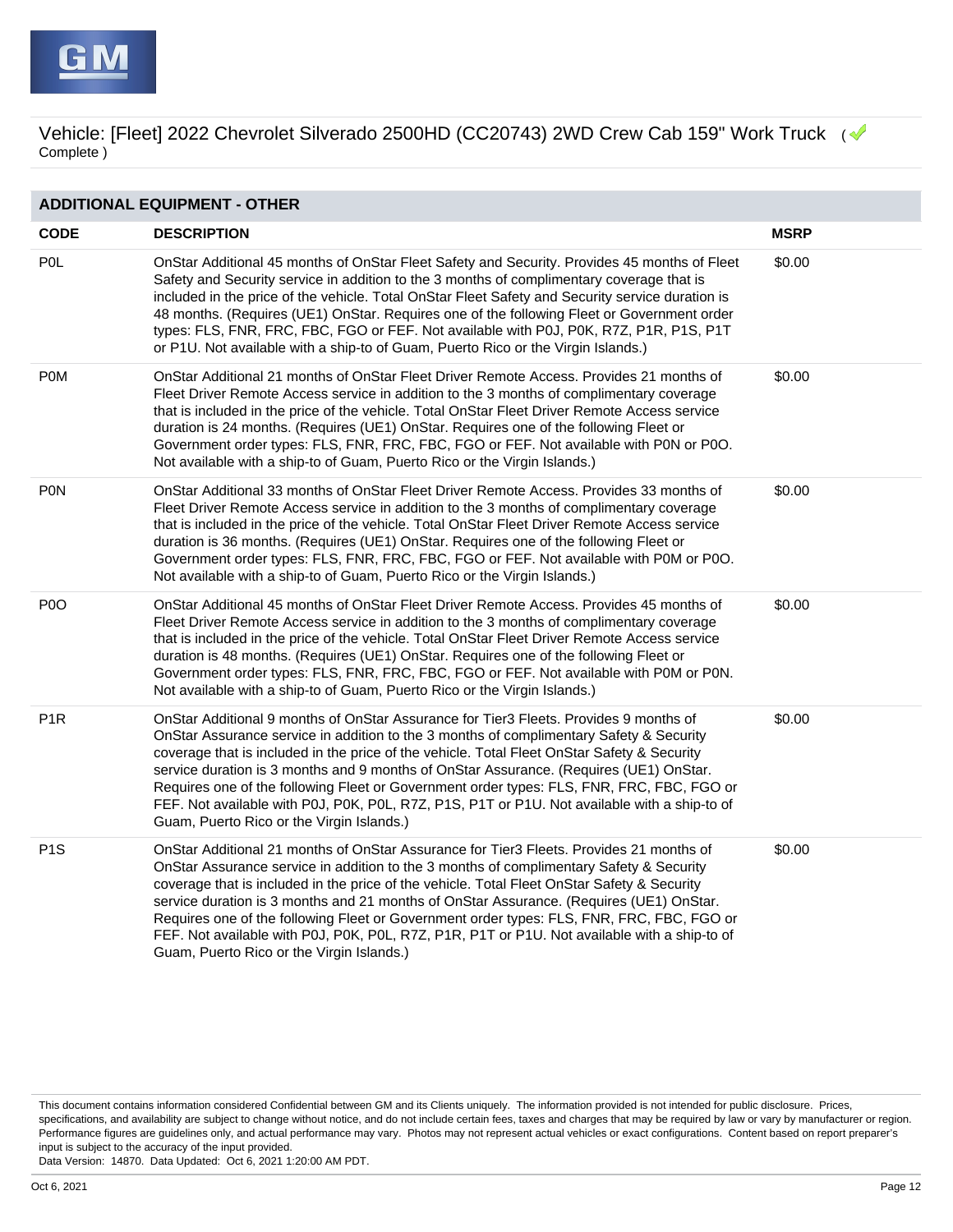Vehicle: [Fleet] 2022 Chevrolet Silverado 2500HD (CC20743) 2WD Crew Cab 159" Work Truck ( Complete )

## ADDITIONAL EQUIPMENT - OTHER

| CODE | DESCRIPTION | MSRP |
| --- | --- | --- |
| P0L | OnStar Additional 45 months of OnStar Fleet Safety and Security. Provides 45 months of Fleet Safety and Security service in addition to the 3 months of complimentary coverage that is included in the price of the vehicle. Total OnStar Fleet Safety and Security service duration is 48 months. (Requires (UE1) OnStar. Requires one of the following Fleet or Government order types: FLS, FNR, FRC, FBC, FGO or FEF. Not available with P0J, P0K, R7Z, P1R, P1S, P1T or P1U. Not available with a ship-to of Guam, Puerto Rico or the Virgin Islands.) | $0.00 |
| P0M | OnStar Additional 21 months of OnStar Fleet Driver Remote Access. Provides 21 months of Fleet Driver Remote Access service in addition to the 3 months of complimentary coverage that is included in the price of the vehicle. Total OnStar Fleet Driver Remote Access service duration is 24 months. (Requires (UE1) OnStar. Requires one of the following Fleet or Government order types: FLS, FNR, FRC, FBC, FGO or FEF. Not available with P0N or P0O. Not available with a ship-to of Guam, Puerto Rico or the Virgin Islands.) | $0.00 |
| P0N | OnStar Additional 33 months of OnStar Fleet Driver Remote Access. Provides 33 months of Fleet Driver Remote Access service in addition to the 3 months of complimentary coverage that is included in the price of the vehicle. Total OnStar Fleet Driver Remote Access service duration is 36 months. (Requires (UE1) OnStar. Requires one of the following Fleet or Government order types: FLS, FNR, FRC, FBC, FGO or FEF. Not available with P0M or P0O. Not available with a ship-to of Guam, Puerto Rico or the Virgin Islands.) | $0.00 |
| P0O | OnStar Additional 45 months of OnStar Fleet Driver Remote Access. Provides 45 months of Fleet Driver Remote Access service in addition to the 3 months of complimentary coverage that is included in the price of the vehicle. Total OnStar Fleet Driver Remote Access service duration is 48 months. (Requires (UE1) OnStar. Requires one of the following Fleet or Government order types: FLS, FNR, FRC, FBC, FGO or FEF. Not available with P0M or P0N. Not available with a ship-to of Guam, Puerto Rico or the Virgin Islands.) | $0.00 |
| P1R | OnStar Additional 9 months of OnStar Assurance for Tier3 Fleets. Provides 9 months of OnStar Assurance service in addition to the 3 months of complimentary Safety & Security coverage that is included in the price of the vehicle. Total Fleet OnStar Safety & Security service duration is 3 months and 9 months of OnStar Assurance. (Requires (UE1) OnStar. Requires one of the following Fleet or Government order types: FLS, FNR, FRC, FBC, FGO or FEF. Not available with P0J, P0K, P0L, R7Z, P1S, P1T or P1U. Not available with a ship-to of Guam, Puerto Rico or the Virgin Islands.) | $0.00 |
| P1S | OnStar Additional 21 months of OnStar Assurance for Tier3 Fleets. Provides 21 months of OnStar Assurance service in addition to the 3 months of complimentary Safety & Security coverage that is included in the price of the vehicle. Total Fleet OnStar Safety & Security service duration is 3 months and 21 months of OnStar Assurance. (Requires (UE1) OnStar. Requires one of the following Fleet or Government order types: FLS, FNR, FRC, FBC, FGO or FEF. Not available with P0J, P0K, P0L, R7Z, P1R, P1T or P1U. Not available with a ship-to of Guam, Puerto Rico or the Virgin Islands.) | $0.00 |

This document contains information considered Confidential between GM and its Clients uniquely. The information provided is not intended for public disclosure. Prices, specifications, and availability are subject to change without notice, and do not include certain fees, taxes and charges that may be required by law or vary by manufacturer or region. Performance figures are guidelines only, and actual performance may vary. Photos may not represent actual vehicles or exact configurations. Content based on report preparer's input is subject to the accuracy of the input provided.
Data Version: 14870. Data Updated: Oct 6, 2021 1:20:00 AM PDT.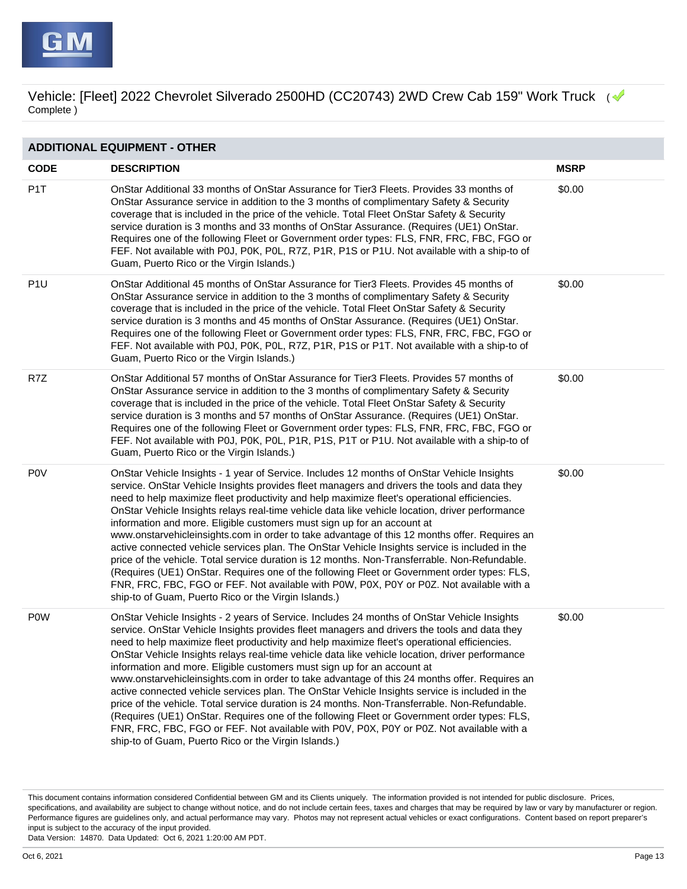Vehicle: [Fleet] 2022 Chevrolet Silverado 2500HD (CC20743) 2WD Crew Cab 159" Work Truck ( Complete )

## ADDITIONAL EQUIPMENT - OTHER

| CODE | DESCRIPTION | MSRP |
| --- | --- | --- |
| P1T | OnStar Additional 33 months of OnStar Assurance for Tier3 Fleets. Provides 33 months of OnStar Assurance service in addition to the 3 months of complimentary Safety & Security coverage that is included in the price of the vehicle. Total Fleet OnStar Safety & Security service duration is 3 months and 33 months of OnStar Assurance. (Requires (UE1) OnStar. Requires one of the following Fleet or Government order types: FLS, FNR, FRC, FBC, FGO or FEF. Not available with P0J, P0K, P0L, R7Z, P1R, P1S or P1U. Not available with a ship-to of Guam, Puerto Rico or the Virgin Islands.) | $0.00 |
| P1U | OnStar Additional 45 months of OnStar Assurance for Tier3 Fleets. Provides 45 months of OnStar Assurance service in addition to the 3 months of complimentary Safety & Security coverage that is included in the price of the vehicle. Total Fleet OnStar Safety & Security service duration is 3 months and 45 months of OnStar Assurance. (Requires (UE1) OnStar. Requires one of the following Fleet or Government order types: FLS, FNR, FRC, FBC, FGO or FEF. Not available with P0J, P0K, P0L, R7Z, P1R, P1S or P1T. Not available with a ship-to of Guam, Puerto Rico or the Virgin Islands.) | $0.00 |
| R7Z | OnStar Additional 57 months of OnStar Assurance for Tier3 Fleets. Provides 57 months of OnStar Assurance service in addition to the 3 months of complimentary Safety & Security coverage that is included in the price of the vehicle. Total Fleet OnStar Safety & Security service duration is 3 months and 57 months of OnStar Assurance. (Requires (UE1) OnStar. Requires one of the following Fleet or Government order types: FLS, FNR, FRC, FBC, FGO or FEF. Not available with P0J, P0K, P0L, P1R, P1S, P1T or P1U. Not available with a ship-to of Guam, Puerto Rico or the Virgin Islands.) | $0.00 |
| P0V | OnStar Vehicle Insights - 1 year of Service. Includes 12 months of OnStar Vehicle Insights service. OnStar Vehicle Insights provides fleet managers and drivers the tools and data they need to help maximize fleet productivity and help maximize fleet's operational efficiencies. OnStar Vehicle Insights relays real-time vehicle data like vehicle location, driver performance information and more. Eligible customers must sign up for an account at www.onstarvehicleinsights.com in order to take advantage of this 12 months offer. Requires an active connected vehicle services plan. The OnStar Vehicle Insights service is included in the price of the vehicle. Total service duration is 12 months. Non-Transferrable. Non-Refundable. (Requires (UE1) OnStar. Requires one of the following Fleet or Government order types: FLS, FNR, FRC, FBC, FGO or FEF. Not available with P0W, P0X, P0Y or P0Z. Not available with a ship-to of Guam, Puerto Rico or the Virgin Islands.) | $0.00 |
| P0W | OnStar Vehicle Insights - 2 years of Service. Includes 24 months of OnStar Vehicle Insights service. OnStar Vehicle Insights provides fleet managers and drivers the tools and data they need to help maximize fleet productivity and help maximize fleet's operational efficiencies. OnStar Vehicle Insights relays real-time vehicle data like vehicle location, driver performance information and more. Eligible customers must sign up for an account at www.onstarvehicleinsights.com in order to take advantage of this 24 months offer. Requires an active connected vehicle services plan. The OnStar Vehicle Insights service is included in the price of the vehicle. Total service duration is 24 months. Non-Transferrable. Non-Refundable. (Requires (UE1) OnStar. Requires one of the following Fleet or Government order types: FLS, FNR, FRC, FBC, FGO or FEF. Not available with P0V, P0X, P0Y or P0Z. Not available with a ship-to of Guam, Puerto Rico or the Virgin Islands.) | $0.00 |

This document contains information considered Confidential between GM and its Clients uniquely. The information provided is not intended for public disclosure. Prices, specifications, and availability are subject to change without notice, and do not include certain fees, taxes and charges that may be required by law or vary by manufacturer or region. Performance figures are guidelines only, and actual performance may vary. Photos may not represent actual vehicles or exact configurations. Content based on report preparer's input is subject to the accuracy of the input provided.
Data Version: 14870. Data Updated: Oct 6, 2021 1:20:00 AM PDT.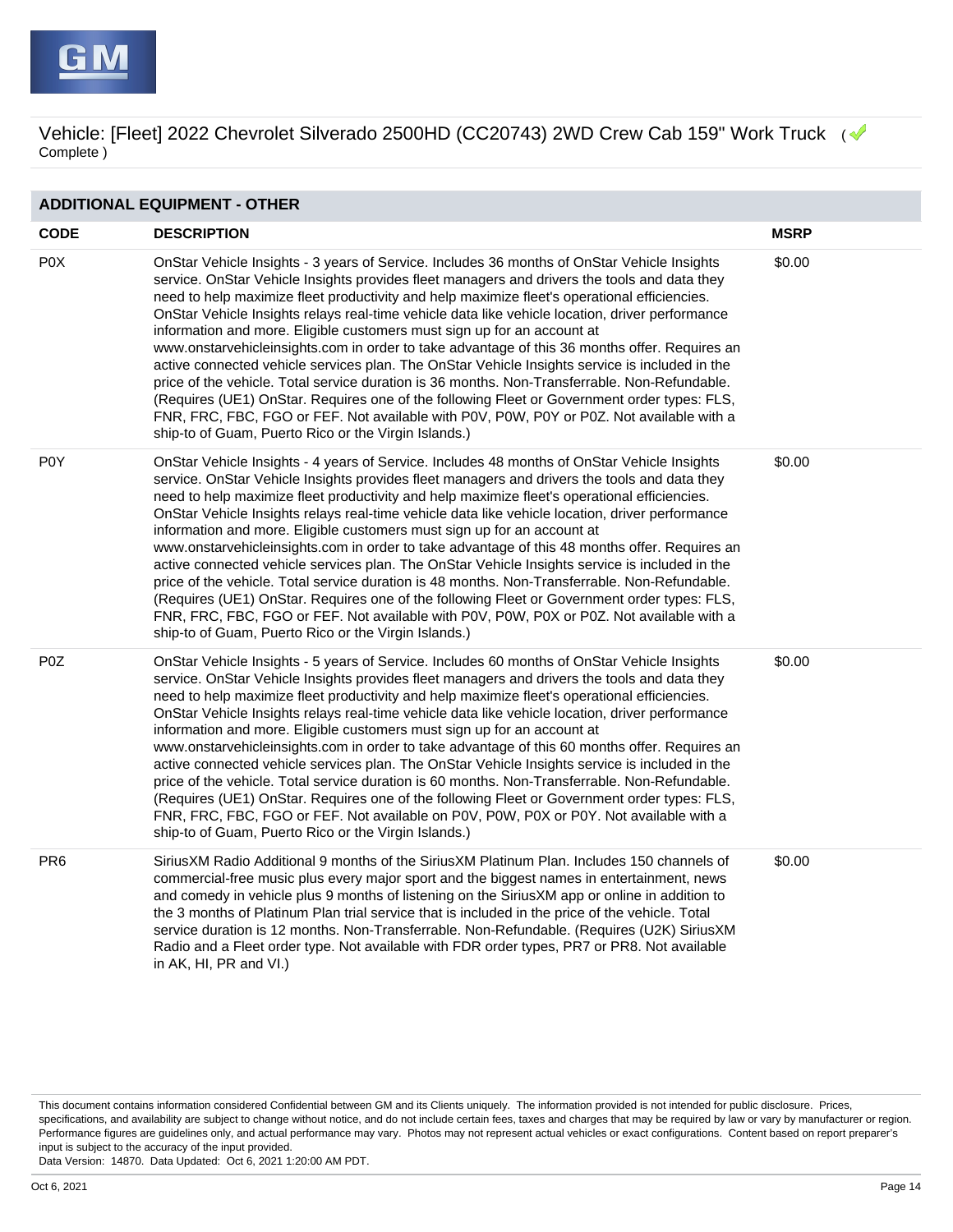Vehicle: [Fleet] 2022 Chevrolet Silverado 2500HD (CC20743) 2WD Crew Cab 159" Work Truck ( Complete )

## ADDITIONAL EQUIPMENT - OTHER

| CODE | DESCRIPTION | MSRP |
|---|---|---|
| P0X | OnStar Vehicle Insights - 3 years of Service. Includes 36 months of OnStar Vehicle Insights service. OnStar Vehicle Insights provides fleet managers and drivers the tools and data they need to help maximize fleet productivity and help maximize fleet's operational efficiencies. OnStar Vehicle Insights relays real-time vehicle data like vehicle location, driver performance information and more. Eligible customers must sign up for an account at www.onstarvehicleinsights.com in order to take advantage of this 36 months offer. Requires an active connected vehicle services plan. The OnStar Vehicle Insights service is included in the price of the vehicle. Total service duration is 36 months. Non-Transferrable. Non-Refundable. (Requires (UE1) OnStar. Requires one of the following Fleet or Government order types: FLS, FNR, FRC, FBC, FGO or FEF. Not available with P0V, P0W, P0Y or P0Z. Not available with a ship-to of Guam, Puerto Rico or the Virgin Islands.) | $0.00 |
| P0Y | OnStar Vehicle Insights - 4 years of Service. Includes 48 months of OnStar Vehicle Insights service. OnStar Vehicle Insights provides fleet managers and drivers the tools and data they need to help maximize fleet productivity and help maximize fleet's operational efficiencies. OnStar Vehicle Insights relays real-time vehicle data like vehicle location, driver performance information and more. Eligible customers must sign up for an account at www.onstarvehicleinsights.com in order to take advantage of this 48 months offer. Requires an active connected vehicle services plan. The OnStar Vehicle Insights service is included in the price of the vehicle. Total service duration is 48 months. Non-Transferrable. Non-Refundable. (Requires (UE1) OnStar. Requires one of the following Fleet or Government order types: FLS, FNR, FRC, FBC, FGO or FEF. Not available with P0V, P0W, P0X or P0Z. Not available with a ship-to of Guam, Puerto Rico or the Virgin Islands.) | $0.00 |
| P0Z | OnStar Vehicle Insights - 5 years of Service. Includes 60 months of OnStar Vehicle Insights service. OnStar Vehicle Insights provides fleet managers and drivers the tools and data they need to help maximize fleet productivity and help maximize fleet's operational efficiencies. OnStar Vehicle Insights relays real-time vehicle data like vehicle location, driver performance information and more. Eligible customers must sign up for an account at www.onstarvehicleinsights.com in order to take advantage of this 60 months offer. Requires an active connected vehicle services plan. The OnStar Vehicle Insights service is included in the price of the vehicle. Total service duration is 60 months. Non-Transferrable. Non-Refundable. (Requires (UE1) OnStar. Requires one of the following Fleet or Government order types: FLS, FNR, FRC, FBC, FGO or FEF. Not available on P0V, P0W, P0X or P0Y. Not available with a ship-to of Guam, Puerto Rico or the Virgin Islands.) | $0.00 |
| PR6 | SiriusXM Radio Additional 9 months of the SiriusXM Platinum Plan. Includes 150 channels of commercial-free music plus every major sport and the biggest names in entertainment, news and comedy in vehicle plus 9 months of listening on the SiriusXM app or online in addition to the 3 months of Platinum Plan trial service that is included in the price of the vehicle. Total service duration is 12 months. Non-Transferrable. Non-Refundable. (Requires (U2K) SiriusXM Radio and a Fleet order type. Not available with FDR order types, PR7 or PR8. Not available in AK, HI, PR and VI.) | $0.00 |

This document contains information considered Confidential between GM and its Clients uniquely. The information provided is not intended for public disclosure. Prices, specifications, and availability are subject to change without notice, and do not include certain fees, taxes and charges that may be required by law or vary by manufacturer or region. Performance figures are guidelines only, and actual performance may vary. Photos may not represent actual vehicles or exact configurations. Content based on report preparer's input is subject to the accuracy of the input provided.
Data Version: 14870. Data Updated: Oct 6, 2021 1:20:00 AM PDT.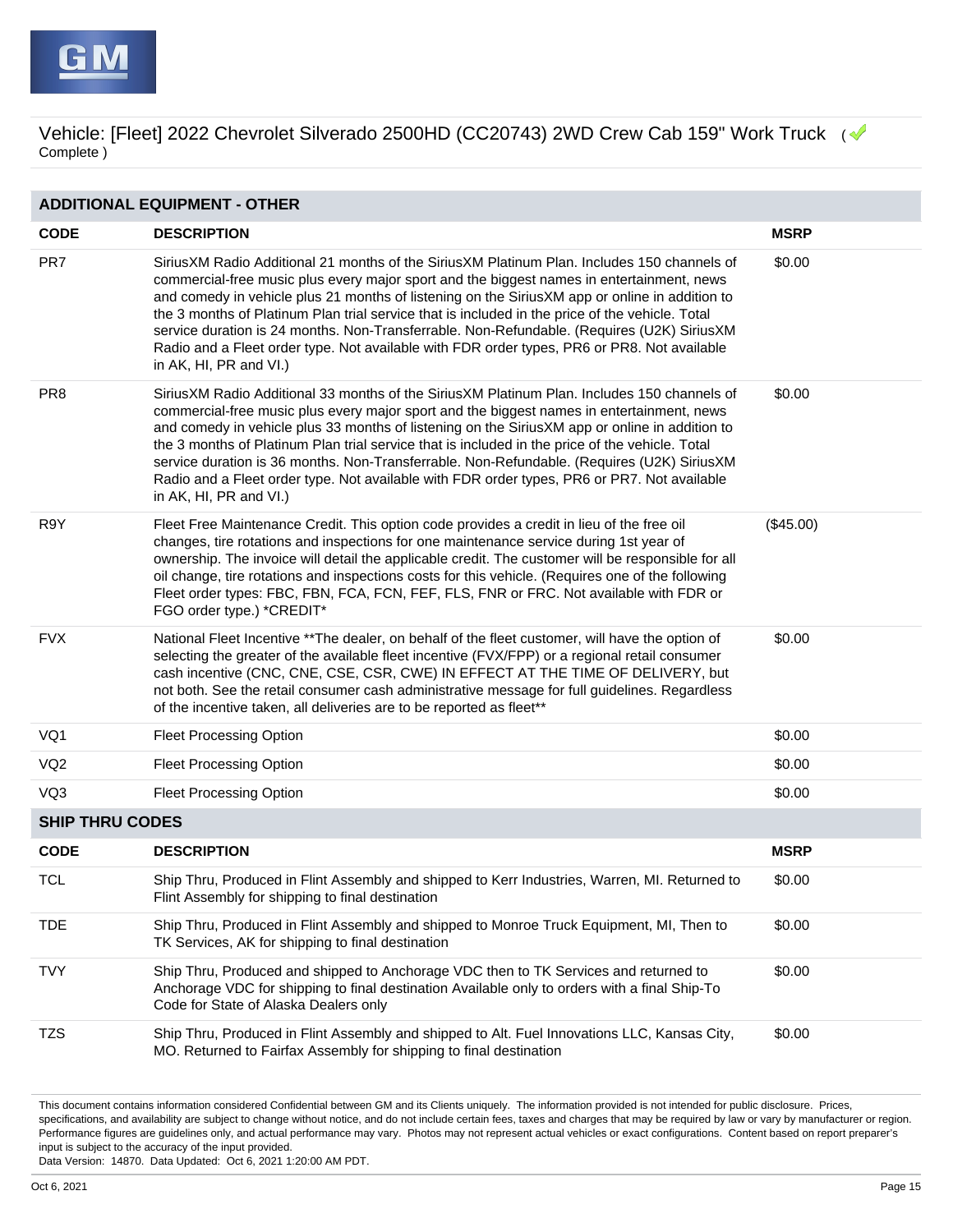Vehicle: [Fleet] 2022 Chevrolet Silverado 2500HD (CC20743) 2WD Crew Cab 159" Work Truck ( Complete )

## ADDITIONAL EQUIPMENT - OTHER

| CODE | DESCRIPTION | MSRP |
|---|---|---|
| PR7 | SiriusXM Radio Additional 21 months of the SiriusXM Platinum Plan. Includes 150 channels of commercial-free music plus every major sport and the biggest names in entertainment, news and comedy in vehicle plus 21 months of listening on the SiriusXM app or online in addition to the 3 months of Platinum Plan trial service that is included in the price of the vehicle. Total service duration is 24 months. Non-Transferrable. Non-Refundable. (Requires (U2K) SiriusXM Radio and a Fleet order type. Not available with FDR order types, PR6 or PR8. Not available in AK, HI, PR and VI.) | $0.00 |
| PR8 | SiriusXM Radio Additional 33 months of the SiriusXM Platinum Plan. Includes 150 channels of commercial-free music plus every major sport and the biggest names in entertainment, news and comedy in vehicle plus 33 months of listening on the SiriusXM app or online in addition to the 3 months of Platinum Plan trial service that is included in the price of the vehicle. Total service duration is 36 months. Non-Transferrable. Non-Refundable. (Requires (U2K) SiriusXM Radio and a Fleet order type. Not available with FDR order types, PR6 or PR7. Not available in AK, HI, PR and VI.) | $0.00 |
| R9Y | Fleet Free Maintenance Credit. This option code provides a credit in lieu of the free oil changes, tire rotations and inspections for one maintenance service during 1st year of ownership. The invoice will detail the applicable credit. The customer will be responsible for all oil change, tire rotations and inspections costs for this vehicle. (Requires one of the following Fleet order types: FBC, FBN, FCA, FCN, FEF, FLS, FNR or FRC. Not available with FDR or FGO order type.) *CREDIT* | ($45.00) |
| FVX | National Fleet Incentive **The dealer, on behalf of the fleet customer, will have the option of selecting the greater of the available fleet incentive (FVX/FPP) or a regional retail consumer cash incentive (CNC, CNE, CSE, CSR, CWE) IN EFFECT AT THE TIME OF DELIVERY, but not both. See the retail consumer cash administrative message for full guidelines. Regardless of the incentive taken, all deliveries are to be reported as fleet** | $0.00 |
| VQ1 | Fleet Processing Option | $0.00 |
| VQ2 | Fleet Processing Option | $0.00 |
| VQ3 | Fleet Processing Option | $0.00 |

## SHIP THRU CODES

| CODE | DESCRIPTION | MSRP |
|---|---|---|
| TCL | Ship Thru, Produced in Flint Assembly and shipped to Kerr Industries, Warren, MI. Returned to Flint Assembly for shipping to final destination | $0.00 |
| TDE | Ship Thru, Produced in Flint Assembly and shipped to Monroe Truck Equipment, MI, Then to TK Services, AK for shipping to final destination | $0.00 |
| TVY | Ship Thru, Produced and shipped to Anchorage VDC then to TK Services and returned to Anchorage VDC for shipping to final destination Available only to orders with a final Ship-To Code for State of Alaska Dealers only | $0.00 |
| TZS | Ship Thru, Produced in Flint Assembly and shipped to Alt. Fuel Innovations LLC, Kansas City, MO. Returned to Fairfax Assembly for shipping to final destination | $0.00 |

This document contains information considered Confidential between GM and its Clients uniquely. The information provided is not intended for public disclosure. Prices, specifications, and availability are subject to change without notice, and do not include certain fees, taxes and charges that may be required by law or vary by manufacturer or region. Performance figures are guidelines only, and actual performance may vary. Photos may not represent actual vehicles or exact configurations. Content based on report preparer's input is subject to the accuracy of the input provided.
Data Version: 14870. Data Updated: Oct 6, 2021 1:20:00 AM PDT.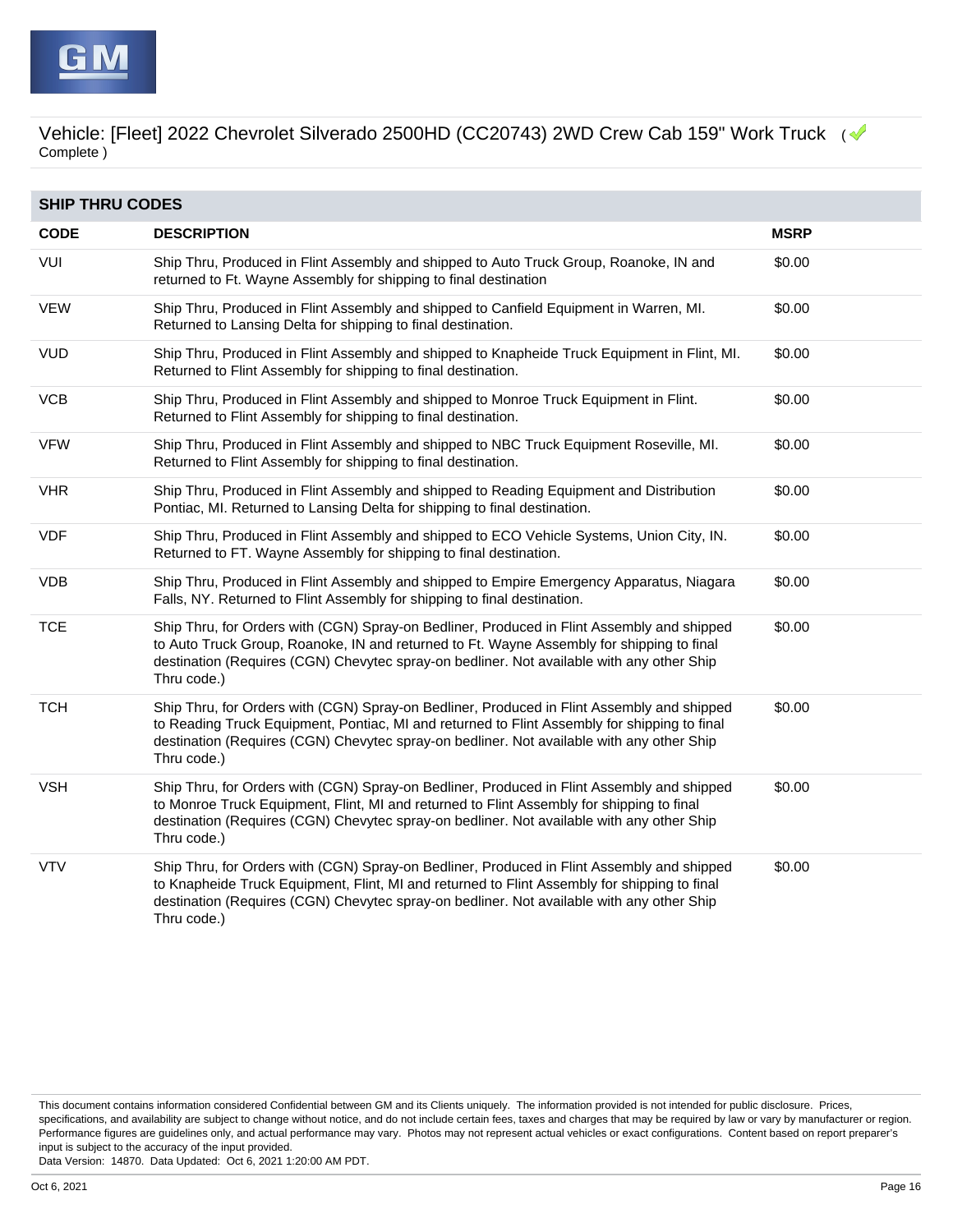Vehicle: [Fleet] 2022 Chevrolet Silverado 2500HD (CC20743) 2WD Crew Cab 159" Work Truck ( Complete )

## SHIP THRU CODES

| CODE | DESCRIPTION | MSRP |
|---|---|---|
| VUI | Ship Thru, Produced in Flint Assembly and shipped to Auto Truck Group, Roanoke, IN and returned to Ft. Wayne Assembly for shipping to final destination | $0.00 |
| VEW | Ship Thru, Produced in Flint Assembly and shipped to Canfield Equipment in Warren, MI. Returned to Lansing Delta for shipping to final destination. | $0.00 |
| VUD | Ship Thru, Produced in Flint Assembly and shipped to Knapheide Truck Equipment in Flint, MI. Returned to Flint Assembly for shipping to final destination. | $0.00 |
| VCB | Ship Thru, Produced in Flint Assembly and shipped to Monroe Truck Equipment in Flint. Returned to Flint Assembly for shipping to final destination. | $0.00 |
| VFW | Ship Thru, Produced in Flint Assembly and shipped to NBC Truck Equipment Roseville, MI. Returned to Flint Assembly for shipping to final destination. | $0.00 |
| VHR | Ship Thru, Produced in Flint Assembly and shipped to Reading Equipment and Distribution Pontiac, MI. Returned to Lansing Delta for shipping to final destination. | $0.00 |
| VDF | Ship Thru, Produced in Flint Assembly and shipped to ECO Vehicle Systems, Union City, IN. Returned to FT. Wayne Assembly for shipping to final destination. | $0.00 |
| VDB | Ship Thru, Produced in Flint Assembly and shipped to Empire Emergency Apparatus, Niagara Falls, NY. Returned to Flint Assembly for shipping to final destination. | $0.00 |
| TCE | Ship Thru, for Orders with (CGN) Spray-on Bedliner, Produced in Flint Assembly and shipped to Auto Truck Group, Roanoke, IN and returned to Ft. Wayne Assembly for shipping to final destination (Requires (CGN) Chevytec spray-on bedliner. Not available with any other Ship Thru code.) | $0.00 |
| TCH | Ship Thru, for Orders with (CGN) Spray-on Bedliner, Produced in Flint Assembly and shipped to Reading Truck Equipment, Pontiac, MI and returned to Flint Assembly for shipping to final destination (Requires (CGN) Chevytec spray-on bedliner. Not available with any other Ship Thru code.) | $0.00 |
| VSH | Ship Thru, for Orders with (CGN) Spray-on Bedliner, Produced in Flint Assembly and shipped to Monroe Truck Equipment, Flint, MI and returned to Flint Assembly for shipping to final destination (Requires (CGN) Chevytec spray-on bedliner. Not available with any other Ship Thru code.) | $0.00 |
| VTV | Ship Thru, for Orders with (CGN) Spray-on Bedliner, Produced in Flint Assembly and shipped to Knapheide Truck Equipment, Flint, MI and returned to Flint Assembly for shipping to final destination (Requires (CGN) Chevytec spray-on bedliner. Not available with any other Ship Thru code.) | $0.00 |

This document contains information considered Confidential between GM and its Clients uniquely. The information provided is not intended for public disclosure. Prices, specifications, and availability are subject to change without notice, and do not include certain fees, taxes and charges that may be required by law or vary by manufacturer or region. Performance figures are guidelines only, and actual performance may vary. Photos may not represent actual vehicles or exact configurations. Content based on report preparer's input is subject to the accuracy of the input provided.
Data Version: 14870. Data Updated: Oct 6, 2021 1:20:00 AM PDT.